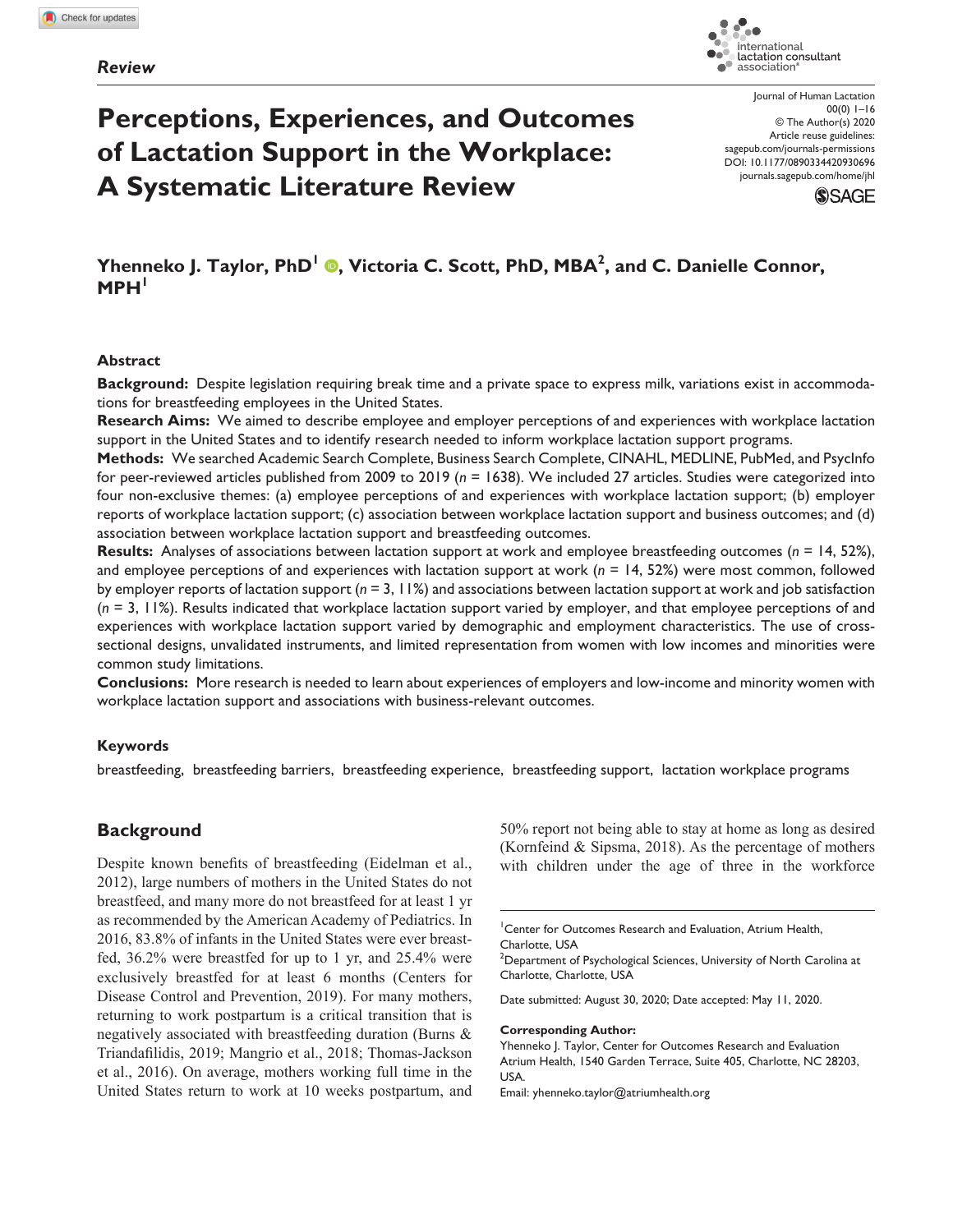*Review*

# Perceptions, Experiences, and Outcomes of Lactation Support in the Workplace: A Systematic Literature Review

Journal of Human Lactation
© The Author(s) 2020
Article reuse guidelines: sagepub.com/journals-permissions
DOI: 10.1177/0890334420930696
journals.sagepub.com/home/jhl

**Yhenneko J. Taylor, PhD[1], Victoria C. Scott, PhD, MBA[2], and C. Danielle Connor, MPH[1]**

## Abstract

**Background:** Despite legislation requiring break time and a private space to express milk, variations exist in accommodations for breastfeeding employees in the United States.

**Research Aims:** We aimed to describe employee and employer perceptions of and experiences with workplace lactation support in the United States and to identify research needed to inform workplace lactation support programs.

**Methods:** We searched Academic Search Complete, Business Search Complete, CINAHL, MEDLINE, PubMed, and PsycInfo for peer-reviewed articles published from 2009 to 2019 ($n$ = 1638). We included 27 articles. Studies were categorized into four non-exclusive themes: (a) employee perceptions of and experiences with workplace lactation support; (b) employer reports of workplace lactation support; (c) association between workplace lactation support and business outcomes; and (d) association between workplace lactation support and breastfeeding outcomes.

**Results:** Analyses of associations between lactation support at work and employee breastfeeding outcomes ($n$ = 14, 52%), and employee perceptions of and experiences with lactation support at work ($n$ = 14, 52%) were most common, followed by employer reports of lactation support ($n$ = 3, 11%) and associations between lactation support at work and job satisfaction ($n$ = 3, 11%). Results indicated that workplace lactation support varied by employer, and that employee perceptions of and experiences with workplace lactation support varied by demographic and employment characteristics. The use of cross-sectional designs, unvalidated instruments, and limited representation from women with low incomes and minorities were common study limitations.

**Conclusions:** More research is needed to learn about experiences of employers and low-income and minority women with workplace lactation support and associations with business-relevant outcomes.

### Keywords

breastfeeding, breastfeeding barriers, breastfeeding experience, breastfeeding support, lactation workplace programs

## Background

Despite known benefits of breastfeeding (Eidelman et al., 2012), large numbers of mothers in the United States do not breastfeed, and many more do not breastfeed for at least 1 yr as recommended by the American Academy of Pediatrics. In 2016, 83.8% of infants in the United States were ever breastfed, 36.2% were breastfed for up to 1 yr, and 25.4% were exclusively breastfed for at least 6 months (Centers for Disease Control and Prevention, 2019). For many mothers, returning to work postpartum is a critical transition that is negatively associated with breastfeeding duration (Burns & Triandafilidis, 2019; Mangrio et al., 2018; Thomas-Jackson et al., 2016). On average, mothers working full time in the United States return to work at 10 weeks postpartum, and 50% report not being able to stay at home as long as desired (Kornfeind & Sipsma, 2018). As the percentage of mothers with children under the age of three in the workforce

[1]Center for Outcomes Research and Evaluation, Atrium Health, Charlotte, USA
[2]Department of Psychological Sciences, University of North Carolina at Charlotte, Charlotte, USA

Date submitted: August 30, 2020; Date accepted: May 11, 2020.

**Corresponding Author:**
Yhenneko J. Taylor, Center for Outcomes Research and Evaluation Atrium Health, 1540 Garden Terrace, Suite 405, Charlotte, NC 28203, USA.
Email: yhenneko.taylor@atriumhealth.org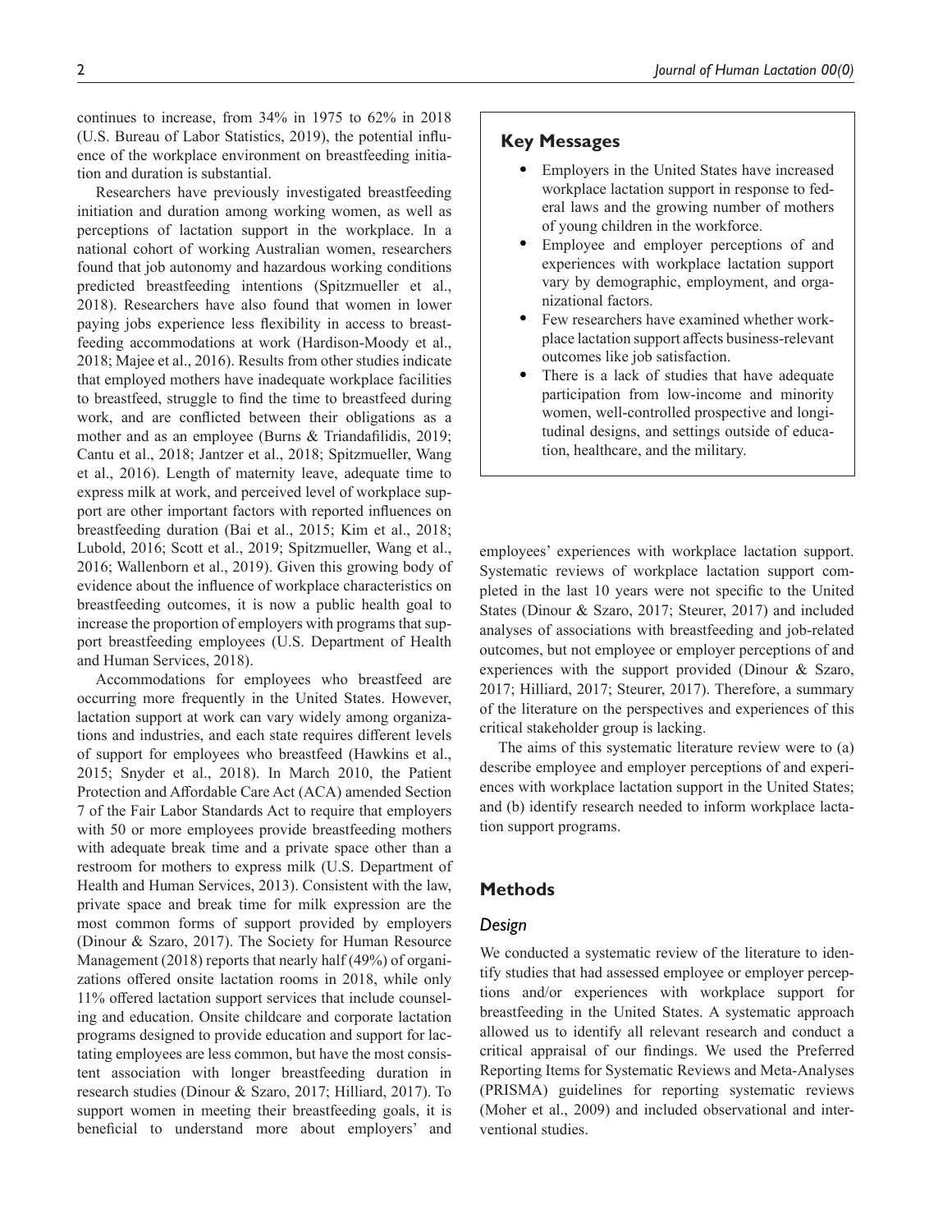continues to increase, from 34% in 1975 to 62% in 2018 (U.S. Bureau of Labor Statistics, 2019), the potential influence of the workplace environment on breastfeeding initiation and duration is substantial.

Researchers have previously investigated breastfeeding initiation and duration among working women, as well as perceptions of lactation support in the workplace. In a national cohort of working Australian women, researchers found that job autonomy and hazardous working conditions predicted breastfeeding intentions (Spitzmueller et al., 2018). Researchers have also found that women in lower paying jobs experience less flexibility in access to breastfeeding accommodations at work (Hardison-Moody et al., 2018; Majee et al., 2016). Results from other studies indicate that employed mothers have inadequate workplace facilities to breastfeed, struggle to find the time to breastfeed during work, and are conflicted between their obligations as a mother and as an employee (Burns & Triandafilidis, 2019; Cantu et al., 2018; Jantzer et al., 2018; Spitzmueller, Wang et al., 2016). Length of maternity leave, adequate time to express milk at work, and perceived level of workplace support are other important factors with reported influences on breastfeeding duration (Bai et al., 2015; Kim et al., 2018; Lubold, 2016; Scott et al., 2019; Spitzmueller, Wang et al., 2016; Wallenborn et al., 2019). Given this growing body of evidence about the influence of workplace characteristics on breastfeeding outcomes, it is now a public health goal to increase the proportion of employers with programs that support breastfeeding employees (U.S. Department of Health and Human Services, 2018).

Accommodations for employees who breastfeed are occurring more frequently in the United States. However, lactation support at work can vary widely among organizations and industries, and each state requires different levels of support for employees who breastfeed (Hawkins et al., 2015; Snyder et al., 2018). In March 2010, the Patient Protection and Affordable Care Act (ACA) amended Section 7 of the Fair Labor Standards Act to require that employers with 50 or more employees provide breastfeeding mothers with adequate break time and a private space other than a restroom for mothers to express milk (U.S. Department of Health and Human Services, 2013). Consistent with the law, private space and break time for milk expression are the most common forms of support provided by employers (Dinour & Szaro, 2017). The Society for Human Resource Management (2018) reports that nearly half (49%) of organizations offered onsite lactation rooms in 2018, while only 11% offered lactation support services that include counseling and education. Onsite childcare and corporate lactation programs designed to provide education and support for lactating employees are less common, but have the most consistent association with longer breastfeeding duration in research studies (Dinour & Szaro, 2017; Hilliard, 2017). To support women in meeting their breastfeeding goals, it is beneficial to understand more about employers' and employees' experiences with workplace lactation support. Systematic reviews of workplace lactation support completed in the last 10 years were not specific to the United States (Dinour & Szaro, 2017; Steurer, 2017) and included analyses of associations with breastfeeding and job-related outcomes, but not employee or employer perceptions of and experiences with the support provided (Dinour & Szaro, 2017; Hilliard, 2017; Steurer, 2017). Therefore, a summary of the literature on the perspectives and experiences of this critical stakeholder group is lacking.

The aims of this systematic literature review were to (a) describe employee and employer perceptions of and experiences with workplace lactation support in the United States; and (b) identify research needed to inform workplace lactation support programs.

> **Key Messages**
>
> - Employers in the United States have increased workplace lactation support in response to federal laws and the growing number of mothers of young children in the workforce.
> - Employee and employer perceptions of and experiences with workplace lactation support vary by demographic, employment, and organizational factors.
> - Few researchers have examined whether workplace lactation support affects business-relevant outcomes like job satisfaction.
> - There is a lack of studies that have adequate participation from low-income and minority women, well-controlled prospective and longitudinal designs, and settings outside of education, healthcare, and the military.

## Methods

### *Design*

We conducted a systematic review of the literature to identify studies that had assessed employee or employer perceptions and/or experiences with workplace support for breastfeeding in the United States. A systematic approach allowed us to identify all relevant research and conduct a critical appraisal of our findings. We used the Preferred Reporting Items for Systematic Reviews and Meta-Analyses (PRISMA) guidelines for reporting systematic reviews (Moher et al., 2009) and included observational and interventional studies.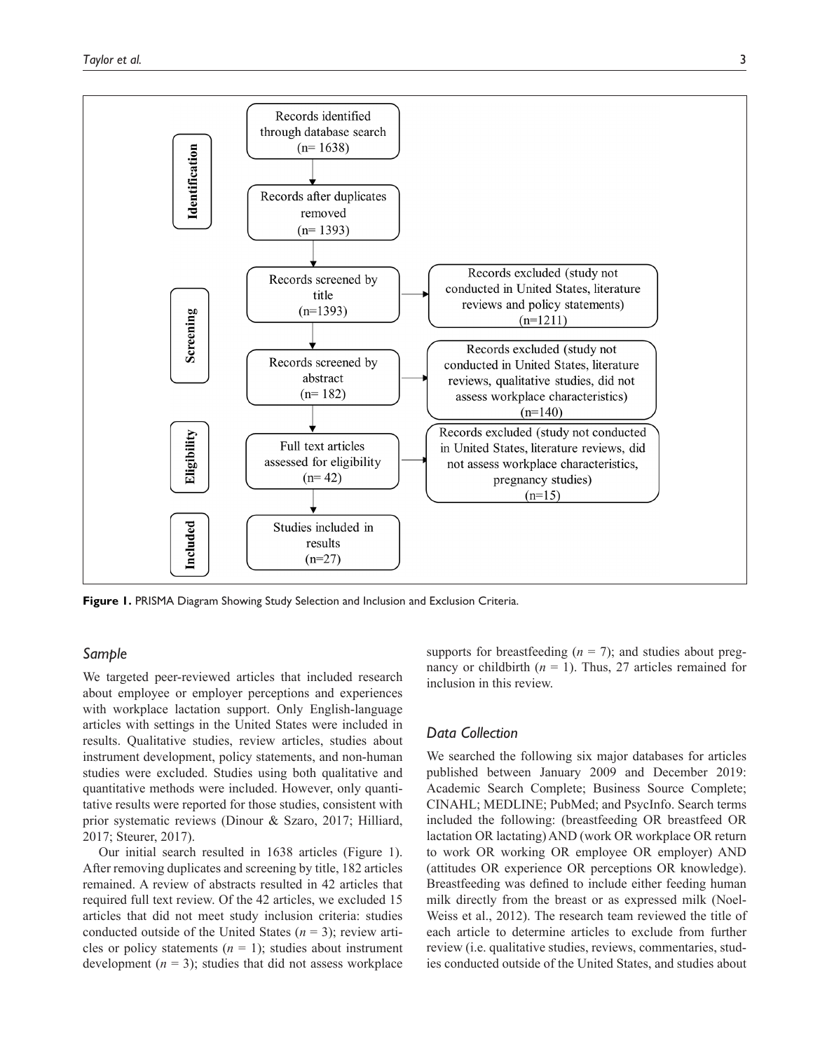**Identification**

- Records identified through database search (n= 1638)
- Records after duplicates removed (n= 1393)

**Screening**

- Records screened by title (n=1393) → Records excluded (study not conducted in United States, literature reviews and policy statements) (n=1211)
- Records screened by abstract (n= 182) → Records excluded (study not conducted in United States, literature reviews, qualitative studies, did not assess workplace characteristics) (n=140)

**Eligibility**

- Full text articles assessed for eligibility (n= 42) → Records excluded (study not conducted in United States, literature reviews, did not assess workplace characteristics, pregnancy studies) (n=15)

**Included**

- Studies included in results (n=27)

**Figure 1.** PRISMA Diagram Showing Study Selection and Inclusion and Exclusion Criteria.

### *Sample*

We targeted peer-reviewed articles that included research about employee or employer perceptions and experiences with workplace lactation support. Only English-language articles with settings in the United States were included in results. Qualitative studies, review articles, studies about instrument development, policy statements, and non-human studies were excluded. Studies using both qualitative and quantitative methods were included. However, only quantitative results were reported for those studies, consistent with prior systematic reviews (Dinour & Szaro, 2017; Hilliard, 2017; Steurer, 2017).

Our initial search resulted in 1638 articles (Figure 1). After removing duplicates and screening by title, 182 articles remained. A review of abstracts resulted in 42 articles that required full text review. Of the 42 articles, we excluded 15 articles that did not meet study inclusion criteria: studies conducted outside of the United States ($n$ = 3); review articles or policy statements ($n$ = 1); studies about instrument development ($n$ = 3); studies that did not assess workplace supports for breastfeeding ($n$ = 7); and studies about pregnancy or childbirth ($n$ = 1). Thus, 27 articles remained for inclusion in this review.

### *Data Collection*

We searched the following six major databases for articles published between January 2009 and December 2019: Academic Search Complete; Business Source Complete; CINAHL; MEDLINE; PubMed; and PsycInfo. Search terms included the following: (breastfeeding OR breastfeed OR lactation OR lactating) AND (work OR workplace OR return to work OR working OR employee OR employer) AND (attitudes OR experience OR perceptions OR knowledge). Breastfeeding was defined to include either feeding human milk directly from the breast or as expressed milk (Noel-Weiss et al., 2012). The research team reviewed the title of each article to determine articles to exclude from further review (i.e. qualitative studies, reviews, commentaries, studies conducted outside of the United States, and studies about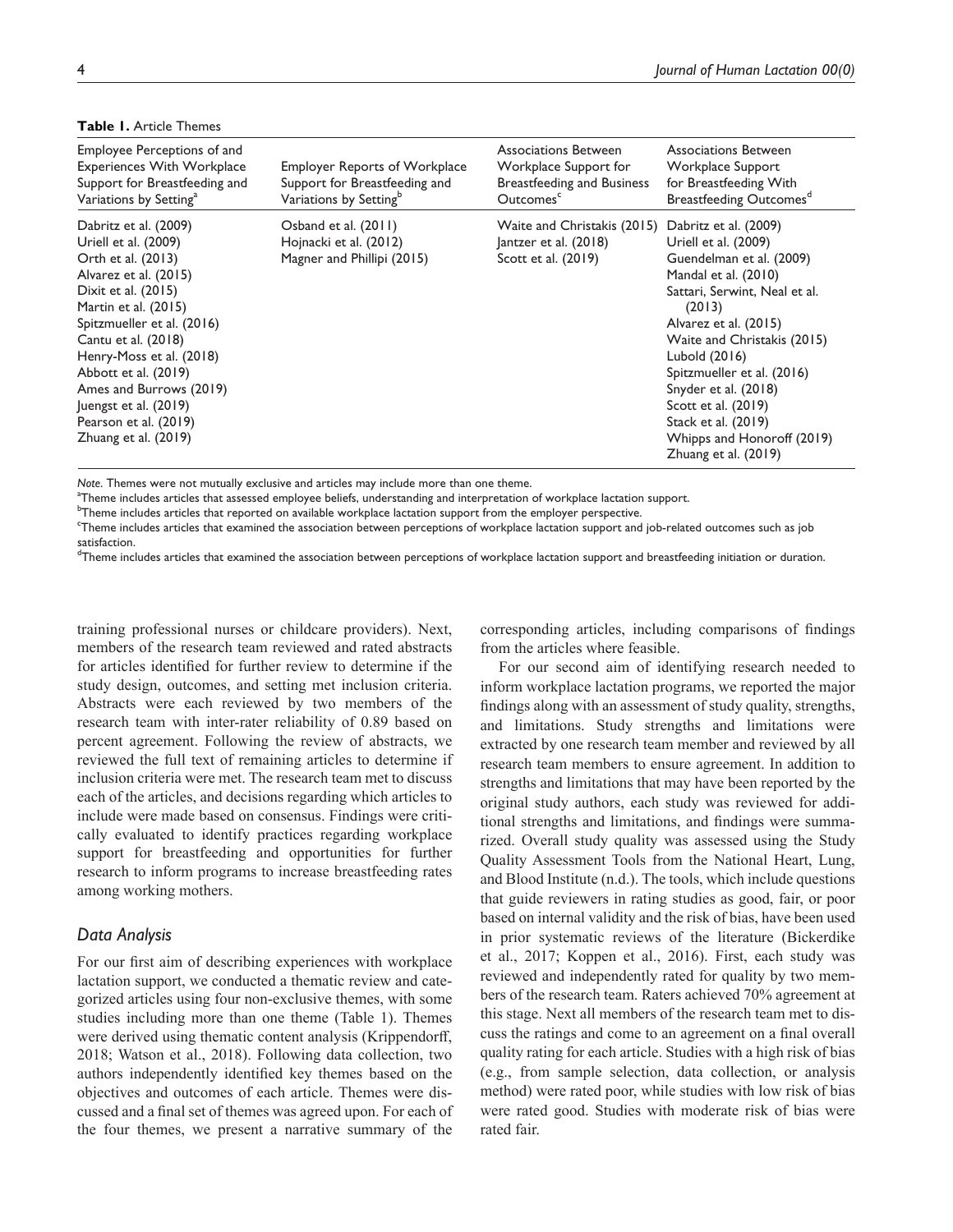**Table 1.** Article Themes

| Employee Perceptions of and Experiences With Workplace Support for Breastfeeding and Variations by Setting[a] | Employer Reports of Workplace Support for Breastfeeding and Variations by Setting[b] | Associations Between Workplace Support for Breastfeeding and Business Outcomes[c] | Associations Between Workplace Support for Breastfeeding With Breastfeeding Outcomes[d] |
|---|---|---|---|
| Dabritz et al. (2009) | Osband et al. (2011) | Waite and Christakis (2015) | Dabritz et al. (2009) |
| Uriell et al. (2009) | Hojnacki et al. (2012) | Jantzer et al. (2018) | Uriell et al. (2009) |
| Orth et al. (2013) | Magner and Phillipi (2015) | Scott et al. (2019) | Guendelman et al. (2009) |
| Alvarez et al. (2015) | | | Mandal et al. (2010) |
| Dixit et al. (2015) | | | Sattari, Serwint, Neal et al. (2013) |
| Martin et al. (2015) | | | Alvarez et al. (2015) |
| Spitzmueller et al. (2016) | | | Waite and Christakis (2015) |
| Cantu et al. (2018) | | | Lubold (2016) |
| Henry-Moss et al. (2018) | | | Spitzmueller et al. (2016) |
| Abbott et al. (2019) | | | Snyder et al. (2018) |
| Ames and Burrows (2019) | | | Scott et al. (2019) |
| Juengst et al. (2019) | | | Stack et al. (2019) |
| Pearson et al. (2019) | | | Whipps and Honoroff (2019) |
| Zhuang et al. (2019) | | | Zhuang et al. (2019) |

*Note.* Themes were not mutually exclusive and articles may include more than one theme.
[a]Theme includes articles that assessed employee beliefs, understanding and interpretation of workplace lactation support.
[b]Theme includes articles that reported on available workplace lactation support from the employer perspective.
[c]Theme includes articles that examined the association between perceptions of workplace lactation support and job-related outcomes such as job satisfaction.
[d]Theme includes articles that examined the association between perceptions of workplace lactation support and breastfeeding initiation or duration.

training professional nurses or childcare providers). Next, members of the research team reviewed and rated abstracts for articles identified for further review to determine if the study design, outcomes, and setting met inclusion criteria. Abstracts were each reviewed by two members of the research team with inter-rater reliability of 0.89 based on percent agreement. Following the review of abstracts, we reviewed the full text of remaining articles to determine if inclusion criteria were met. The research team met to discuss each of the articles, and decisions regarding which articles to include were made based on consensus. Findings were critically evaluated to identify practices regarding workplace support for breastfeeding and opportunities for further research to inform programs to increase breastfeeding rates among working mothers.

### *Data Analysis*

For our first aim of describing experiences with workplace lactation support, we conducted a thematic review and categorized articles using four non-exclusive themes, with some studies including more than one theme (Table 1). Themes were derived using thematic content analysis (Krippendorff, 2018; Watson et al., 2018). Following data collection, two authors independently identified key themes based on the objectives and outcomes of each article. Themes were discussed and a final set of themes was agreed upon. For each of the four themes, we present a narrative summary of the corresponding articles, including comparisons of findings from the articles where feasible.

For our second aim of identifying research needed to inform workplace lactation programs, we reported the major findings along with an assessment of study quality, strengths, and limitations. Study strengths and limitations were extracted by one research team member and reviewed by all research team members to ensure agreement. In addition to strengths and limitations that may have been reported by the original study authors, each study was reviewed for additional strengths and limitations, and findings were summarized. Overall study quality was assessed using the Study Quality Assessment Tools from the National Heart, Lung, and Blood Institute (n.d.). The tools, which include questions that guide reviewers in rating studies as good, fair, or poor based on internal validity and the risk of bias, have been used in prior systematic reviews of the literature (Bickerdike et al., 2017; Koppen et al., 2016). First, each study was reviewed and independently rated for quality by two members of the research team. Raters achieved 70% agreement at this stage. Next all members of the research team met to discuss the ratings and come to an agreement on a final overall quality rating for each article. Studies with a high risk of bias (e.g., from sample selection, data collection, or analysis method) were rated poor, while studies with low risk of bias were rated good. Studies with moderate risk of bias were rated fair.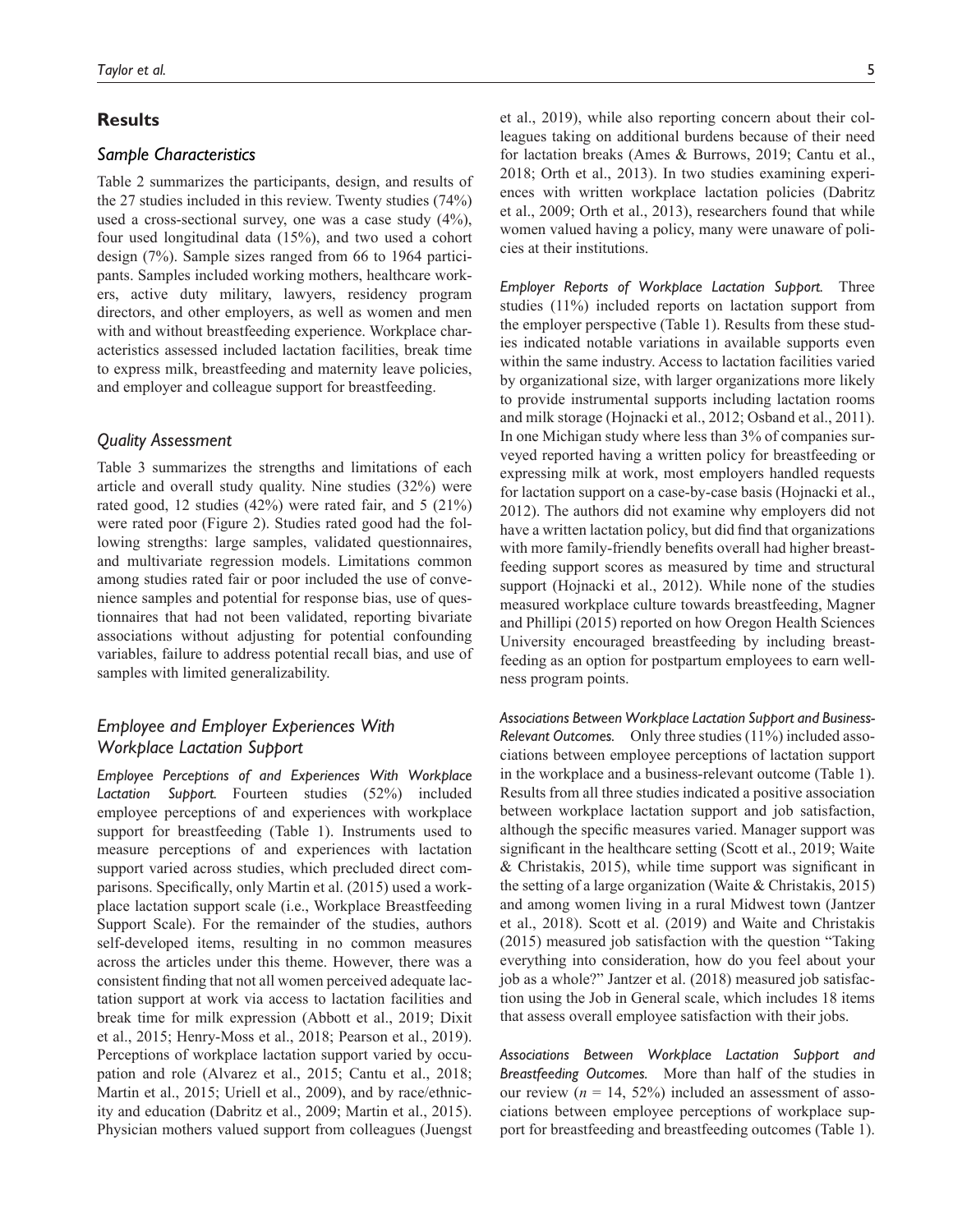## Results

### Sample Characteristics

Table 2 summarizes the participants, design, and results of the 27 studies included in this review. Twenty studies (74%) used a cross-sectional survey, one was a case study (4%), four used longitudinal data (15%), and two used a cohort design (7%). Sample sizes ranged from 66 to 1964 participants. Samples included working mothers, healthcare workers, active duty military, lawyers, residency program directors, and other employers, as well as women and men with and without breastfeeding experience. Workplace characteristics assessed included lactation facilities, break time to express milk, breastfeeding and maternity leave policies, and employer and colleague support for breastfeeding.

### Quality Assessment

Table 3 summarizes the strengths and limitations of each article and overall study quality. Nine studies (32%) were rated good, 12 studies (42%) were rated fair, and 5 (21%) were rated poor (Figure 2). Studies rated good had the following strengths: large samples, validated questionnaires, and multivariate regression models. Limitations common among studies rated fair or poor included the use of convenience samples and potential for response bias, use of questionnaires that had not been validated, reporting bivariate associations without adjusting for potential confounding variables, failure to address potential recall bias, and use of samples with limited generalizability.

### Employee and Employer Experiences With Workplace Lactation Support

*Employee Perceptions of and Experiences With Workplace Lactation Support.* Fourteen studies (52%) included employee perceptions of and experiences with workplace support for breastfeeding (Table 1). Instruments used to measure perceptions of and experiences with lactation support varied across studies, which precluded direct comparisons. Specifically, only Martin et al. (2015) used a workplace lactation support scale (i.e., Workplace Breastfeeding Support Scale). For the remainder of the studies, authors self-developed items, resulting in no common measures across the articles under this theme. However, there was a consistent finding that not all women perceived adequate lactation support at work via access to lactation facilities and break time for milk expression (Abbott et al., 2019; Dixit et al., 2015; Henry-Moss et al., 2018; Pearson et al., 2019). Perceptions of workplace lactation support varied by occupation and role (Alvarez et al., 2015; Cantu et al., 2018; Martin et al., 2015; Uriell et al., 2009), and by race/ethnicity and education (Dabritz et al., 2009; Martin et al., 2015). Physician mothers valued support from colleagues (Juengst et al., 2019), while also reporting concern about their colleagues taking on additional burdens because of their need for lactation breaks (Ames & Burrows, 2019; Cantu et al., 2018; Orth et al., 2013). In two studies examining experiences with written workplace lactation policies (Dabritz et al., 2009; Orth et al., 2013), researchers found that while women valued having a policy, many were unaware of policies at their institutions.

*Employer Reports of Workplace Lactation Support.* Three studies (11%) included reports on lactation support from the employer perspective (Table 1). Results from these studies indicated notable variations in available supports even within the same industry. Access to lactation facilities varied by organizational size, with larger organizations more likely to provide instrumental supports including lactation rooms and milk storage (Hojnacki et al., 2012; Osband et al., 2011). In one Michigan study where less than 3% of companies surveyed reported having a written policy for breastfeeding or expressing milk at work, most employers handled requests for lactation support on a case-by-case basis (Hojnacki et al., 2012). The authors did not examine why employers did not have a written lactation policy, but did find that organizations with more family-friendly benefits overall had higher breastfeeding support scores as measured by time and structural support (Hojnacki et al., 2012). While none of the studies measured workplace culture towards breastfeeding, Magner and Phillipi (2015) reported on how Oregon Health Sciences University encouraged breastfeeding by including breastfeeding as an option for postpartum employees to earn wellness program points.

*Associations Between Workplace Lactation Support and Business-Relevant Outcomes.* Only three studies (11%) included associations between employee perceptions of lactation support in the workplace and a business-relevant outcome (Table 1). Results from all three studies indicated a positive association between workplace lactation support and job satisfaction, although the specific measures varied. Manager support was significant in the healthcare setting (Scott et al., 2019; Waite & Christakis, 2015), while time support was significant in the setting of a large organization (Waite & Christakis, 2015) and among women living in a rural Midwest town (Jantzer et al., 2018). Scott et al. (2019) and Waite and Christakis (2015) measured job satisfaction with the question "Taking everything into consideration, how do you feel about your job as a whole?" Jantzer et al. (2018) measured job satisfaction using the Job in General scale, which includes 18 items that assess overall employee satisfaction with their jobs.

*Associations Between Workplace Lactation Support and Breastfeeding Outcomes.* More than half of the studies in our review ($n$ = 14, 52%) included an assessment of associations between employee perceptions of workplace support for breastfeeding and breastfeeding outcomes (Table 1).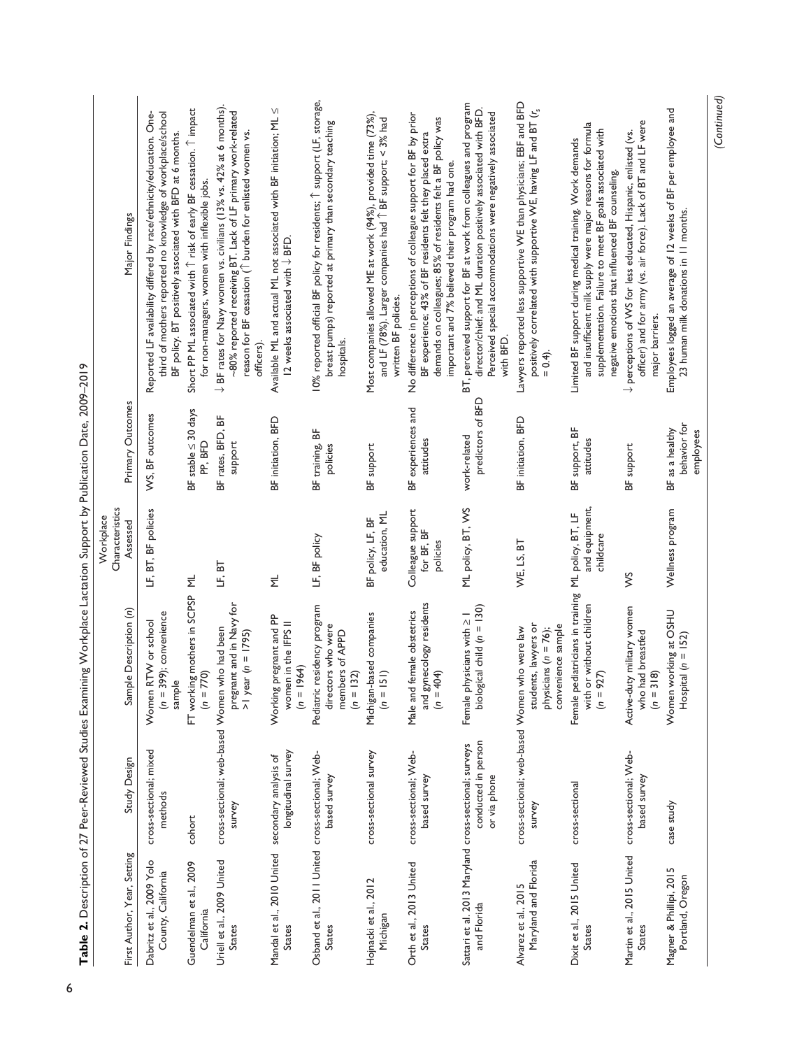**Table 2.** Description of 27 Peer-Reviewed Studies Examining Workplace Lactation Support by Publication Date, 2009–2019

| First Author, Year, Setting | Study Design | Sample Description (n) | Workplace Characteristics Assessed | Primary Outcomes | Major Findings |
|---|---|---|---|---|---|
| Dabritz et al., 2009 Yolo County, California | cross-sectional; mixed methods | Women RTW or school ($n$ = 399); convenience sample | LF, BT, BF policies | WS, BF outcomes | Reported LF availability differed by race/ethnicity/education. One-third of mothers reported no knowledge of workplace/school BF policy. BT positively associated with BFD at 6 months. |
| Guendelman et al., 2009 California | cohort | FT working mothers in SCPSP ($n$ = 770) | ML | BF stable ≤ 30 days PP, BFD | Short PP ML associated with ↑ risk of early BF cessation. ↑ impact for non-managers, women with inflexible jobs. |
| Uriell et al., 2009 United States | cross-sectional; web-based survey | Women who had been pregnant and in Navy for >1 year ($n$ = 1795) | LF, BT | BF rates, BFD, BF support | ↓ BF rates for Navy women vs. civilians (13% vs. 42% at 6 months). ~80% reported receiving BT. Lack of LF primary work-related reason for BF cessation (↑ burden for enlisted women vs. officers). |
| Mandal et al., 2010 United States | secondary analysis of longitudinal survey | Working pregnant and PP women in the IFPS II ($n$ = 1964) | ML | BF initiation, BFD | Available ML and actual ML not associated with BF initiation; ML ≤ 12 weeks associated with ↓ BFD. |
| Osband et al., 2011 United States | cross-sectional; Web-based survey | Pediatric residency program directors who were members of APPD ($n$ = 132) | LF, BF policy | BF training, BF policies | 10% reported official BF policy for residents; ↑ support (LF, storage, breast pumps) reported at primary than secondary teaching hospitals. |
| Hojnacki et al., 2012 Michigan | cross-sectional survey | Michigan-based companies ($n$ = 151) | BF policy, LF, BF education, ML | BF support | Most companies allowed ME at work (94%), provided time (73%), and LF (78%). Larger companies had ↑ BF support; < 3% had written BF policies. |
| Orth et al., 2013 United States | cross-sectional; Web-based survey | Male and female obstetrics and gynecology residents ($n$ = 404) | Colleague support for BF, BF policies | BF experiences and attitudes | No difference in perceptions of colleague support for BF by prior BF experience; 43% of BF residents felt they placed extra demands on colleagues; 85% of residents felt a BF policy was important and 7% believed their program had one. |
| Sattari et al. 2013 Maryland and Florida | cross-sectional; surveys conducted in person or via phone | Female physicians with ≥ 1 biological child ($n$ = 130) | ML policy, BT, WS | work-related predictors of BFD | BT, perceived support for BF at work from colleagues and program director/chief; and ML duration positively associated with BFD. Perceived special accommodations were negatively associated with BFD. |
| Alvarez et al., 2015 Maryland and Florida | cross-sectional; web-based survey | Women who were law students, lawyers or physicians ($n$ = 76); convenience sample | WE, LS, BT | BF initiation, BFD | Lawyers reported less supportive WE than physicians; EBF and BFD positively correlated with supportive WE, having LF and BT ($r_s$ = 0.4). |
| Dixit et al., 2015 United States | cross-sectional | Female pediatricians in training with or without children ($n$ = 927) | ML policy, BT, LF and equipment, childcare | BF support, BF attitudes | Limited BF support during medical training. Work demands and insufficient milk supply were major reasons for formula supplementation. Failure to meet BF goals associated with negative emotions that influenced BF counseling. |
| Martin et al., 2015 United States | cross-sectional; Web-based survey | Active-duty military women who had breastfed ($n$ = 318) | WS | BF support | ↓ perceptions of WS for less educated, Hispanic, enlisted (vs. officer) and for army (vs. air force). Lack of BT and LF were major barriers. |
| Magner & Phillipi, 2015 Portland, Oregon | case study | Women working at OSHU Hospital ($n$ = 152) | Wellness program | BF as a healthy behavior for employees | Employees logged an average of 12 weeks of BF per employee and 23 human milk donations in 11 months. |

*(Continued)*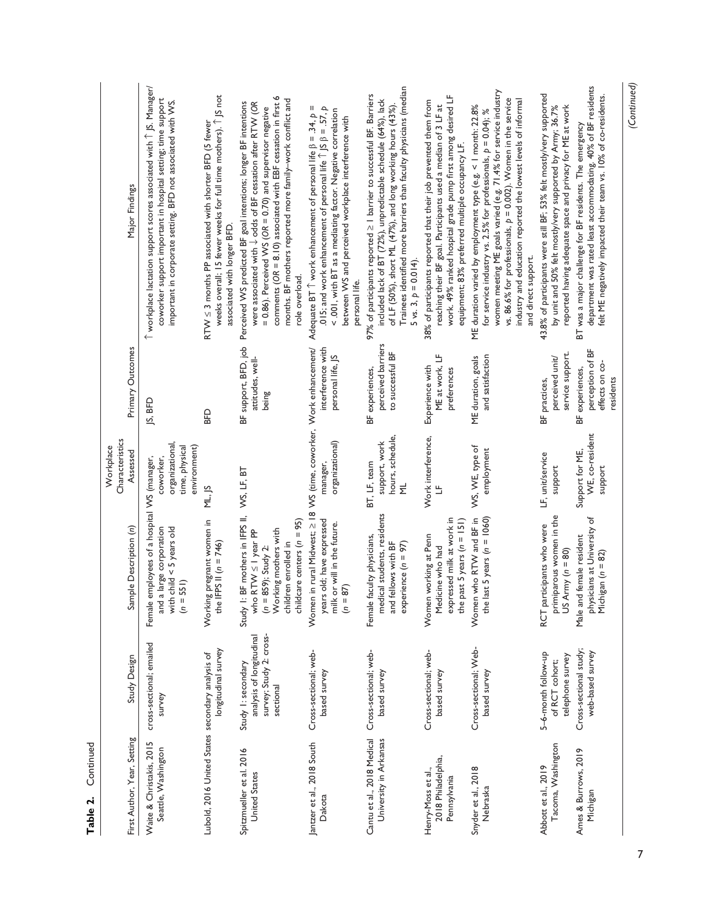**Table 2.** Continued

| First Author, Year, Setting | Study Design | Sample Description (n) | Workplace Characteristics Assessed | Primary Outcomes | Major Findings |
|---|---|---|---|---|---|
| Waite & Christakis, 2015 Seattle, Washington | cross-sectional; emailed survey | Female employees of a hospital and a large corporation with child < 5 years old (n = 551) | WS (manager, coworker, organizational, time, physical environment) | JS, BFD | ↑ workplace lactation support scores associated with ↑ JS. Manager/coworker support important in hospital setting; time support important in corporate setting. BFD not associated with WS. |
| Lubold, 2016 United States | secondary analysis of longitudinal survey | Working pregnant women in the IFPS II (n = 746) | ML, JS | BFD | RTW ≤ 3 months PP associated with shorter BFD (5 fewer weeks overall; 15 fewer weeks for full time mothers). ↑ JS not associated with longer BFD. |
| Spitzmueller et al. 2016 United States | Study 1: secondary analysis of longitudinal survey; Study 2: cross-sectional | Study 1: BF mothers in IFPS II, who RTW ≤ 1 year PP (n = 859); Study 2: Working mothers with children enrolled in childcare centers (n = 95) | WS, LF, BT | BF support, BFD, job attitudes, well-being | Perceived WS predicted BF goal intentions; longer BF intentions were associated with ↓ odds of BF cessation after RTW (OR = 0.86). Perceived WS (OR = 0.70) and supervisor negative comments (OR = 8.10) associated with EBF cessation in first 6 months. BF mothers reported more family–work conflict and role overload. |
| Jantzer et al. 2018 South Dakota | Cross-sectional; web-based survey | Women in rural Midwest; ≥ 18 years old; have expressed milk or will in the future. (n = 87) | WS (time, coworker, manager, organizational) | Work enhancement/interference with personal life, JS | Adequate BT ↑ work enhancement of personal life β = .34, p = .015; and work enhancement of personal life ↑ JS β = .57, p < .001, with BT as a mediating factor. Negative correlation between WS and perceived workplace interference with personal life. |
| Cantu et al., 2018 Medical University in Arkansas | Cross-sectional; web-based survey | Female faculty physicians, medical students, residents and fellows with BF experience (n = 97) | BT, LF, team support, work hours, schedule, ML | BF experiences, perceived barriers to successful BF | 97% of participants reported ≥ 1 barrier to successful BF. Barriers included lack of BT (72%), unpredictable schedule (64%), lack of LF (50%), short ML (47%), and long working hours (43%). Trainees identified more barriers than faculty physicians (median 5 vs. 3, p = 0.014). |
| Henry-Moss et al., 2018 Philadelphia, Pennsylvania | Cross-sectional; web-based survey | Women working at Penn Medicine who had expressed milk at work in the past 5 years (n = 151) | Work interference, LF | Experience with ME at work, LF preferences | 38% of participants reported that their job prevented them from reaching their BF goal. Participants used a median of 3 LF at work. 49% ranked hospital grade pump first among desired LF equipment; 83% preferred multiple occupancy LF. |
| Snyder et al., 2018 Nebraska | Cross-sectional; Web-based survey | Women who RTW and BF in the last 5 years (n = 1060) | WS, WE, type of employment | ME duration, goals and satisfaction | ME duration varied by employment type (e.g. < 1 month: 22.8% for service industry vs. 2.5% for professionals, p = 0.04); % women meeting ME goals varied (e.g. 71.4% for service industry vs. 86.6% for professionals, p = 0.002). Women in the service industry and education reported the lowest levels of informal and direct support. |
| Abbott et al., 2019 Tacoma, Washington | 5–6-month follow-up of RCT cohort; telephone survey | RCT participants who were primiparous women in the US Army (n = 80) | LF, unit/service support | BF practices, perceived unit/service support. | 43.8% of participants were still BF; 53% felt mostly/very supported by unit and 50% felt mostly/very supported by Army; 36.7% reported having adequate space and privacy for ME at work |
| Ames & Burrows, 2019 Michigan | Cross-sectional study; web-based survey | Male and female resident physicians at University of Michigan (n = 82) | Support for ME, WE, co-resident support | BF experiences, perception of BF effects on co-residents | BT was a major challenge for BF residents. The emergency department was rated least accommodating. 40% of BF residents felt ME negatively impacted their team vs. 10% of co-residents. |

(Continued)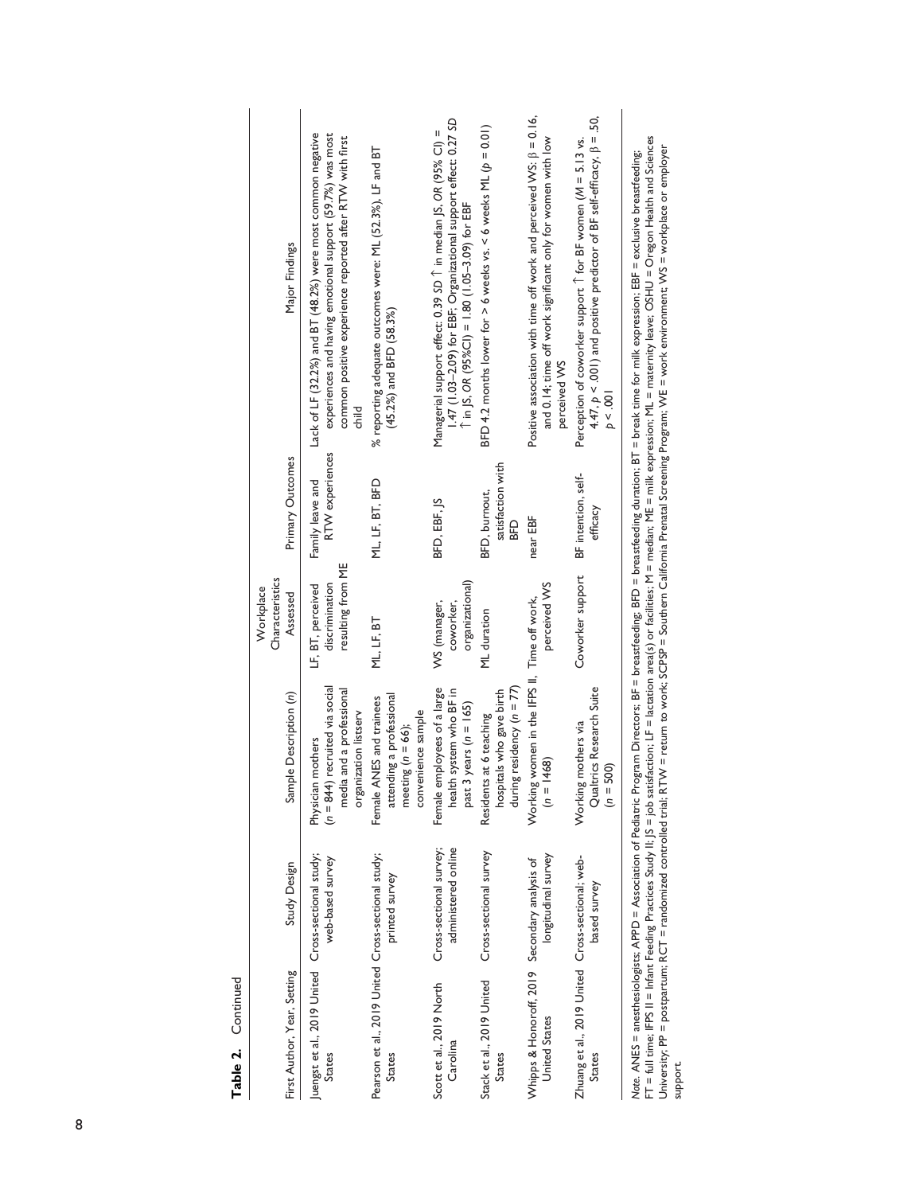**Table 2.** Continued

| First Author, Year, Setting | Study Design | Sample Description (*n*) | Workplace Characteristics Assessed | Primary Outcomes | Major Findings |
|---|---|---|---|---|---|
| Juengst et al., 2019 United States | Cross-sectional study; web-based survey | Physician mothers ($n$ = 844) recruited via social media and a professional organization listserv | LF, BT, perceived discrimination resulting from ME | Family leave and RTW experiences | Lack of LF (32.2%) and BT (48.2%) were most common negative experiences and having emotional support (59.7%) was most common positive experience reported after RTW with first child |
| Pearson et al., 2019 United States | Cross-sectional study; printed survey | Female ANES and trainees attending a professional meeting ($n$ = 66); convenience sample | ML, LF, BT | ML, LF, BT, BFD | % reporting adequate outcomes were: ML (52.3%), LF and BT (45.2%) and BFD (58.3%) |
| Scott et al., 2019 North Carolina | Cross-sectional survey; administered online | Female employees of a large health system who BF in past 3 years ($n$ = 165) | WS (manager, coworker, organizational) | BFD, EBF, JS | Managerial support effect: 0.39 *SD* ↑ in median JS, *OR* (95% CI) = 1.47 (1.03–2.09) for EBF; Organizational support effect: 0.27 *SD* ↑ in JS, *OR* (95%CI) = 1.80 (1.05–3.09) for EBF |
| Stack et al., 2019 United States | Cross-sectional survey | Residents at 6 teaching hospitals who gave birth during residency ($n$ = 77) | ML duration | BFD, burnout, satisfaction with BFD | BFD 4.2 months lower for > 6 weeks vs. < 6 weeks ML ($p$ = 0.01) |
| Whipps & Honoroff, 2019 United States | Secondary analysis of longitudinal survey | Working women in the IFPS II, ($n$ = 1468) | Time off work, perceived WS | near EBF | Positive association with time off work and perceived WS: $\beta$ = 0.16, and 0.14; time off work significant only for women with low perceived WS |
| Zhuang et al., 2019 United States | Cross-sectional; web-based survey | Working mothers via Qualtrics Research Suite ($n$ = 500) | Coworker support | BF intention, self-efficacy | Perception of coworker support ↑ for BF women (*M* = 5.13 vs. 4.47, $p$ < .001) and positive predictor of BF self-efficacy, $\beta$ = .50, $p$ < .001 |

*Note.* ANES = anesthesiologists; APPD = Association of Pediatric Program Directors; BF = breastfeeding; BFD = breastfeeding duration; BT = break time for milk expression; EBF = exclusive breastfeeding; FT = full time; IFPS II = Infant Feeding Practices Study II; JS = job satisfaction; LF = lactation area(s) or facilities; M = median; ME = milk expression; ML = maternity leave; OSHU = Oregon Health and Sciences University; PP = postpartum; RCT = randomized controlled trial; RTW = return to work; SCPSP = Southern California Prenatal Screening Program; WE = work environment; WS = workplace or employer support.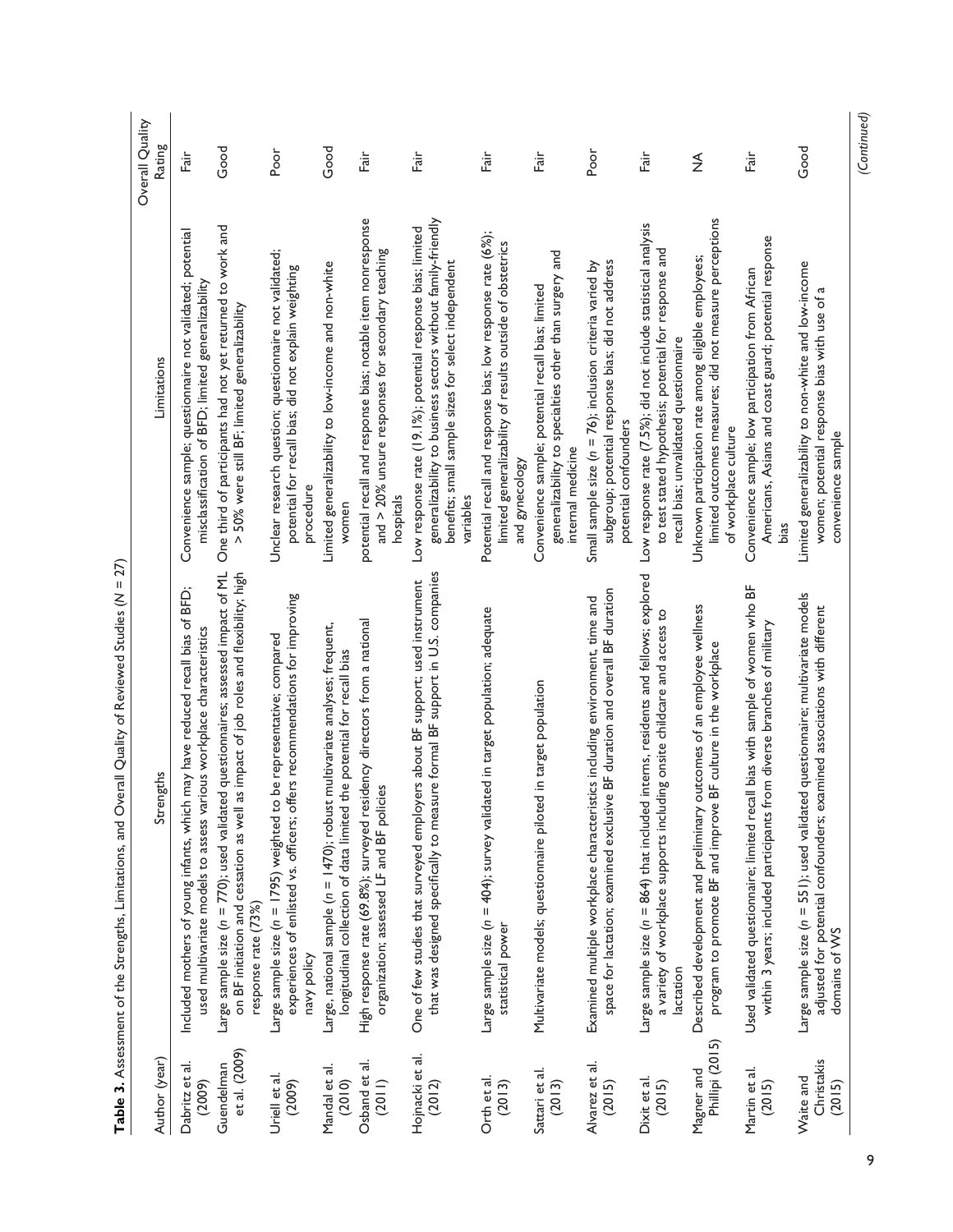**Table 3.** Assessment of the Strengths, Limitations, and Overall Quality of Reviewed Studies ($N = 27$)

| Author (year) | Strengths | Limitations | Overall Quality Rating |
|---|---|---|---|
| Dabritz et al. (2009) | Included mothers of young infants, which may have reduced recall bias of BFD; used multivariate models to assess various workplace characteristics | Convenience sample; questionnaire not validated; potential misclassification of BFD; limited generalizability | Fair |
| Guendelman et al. (2009) | Large sample size ($n = 770$); used validated questionnaires; assessed impact of ML on BF initiation and cessation as well as impact of job roles and flexibility; high response rate (73%) | One third of participants had not yet returned to work and > 50% were still BF; limited generalizability | Good |
| Uriell et al. (2009) | Large sample size ($n = 1795$) weighted to be representative; compared experiences of enlisted vs. officers; offers recommendations for improving navy policy | Unclear research question; questionnaire not validated; potential for recall bias; did not explain weighting procedure | Poor |
| Mandal et al. (2010) | Large, national sample ($n = 1470$); robust multivariate analyses; frequent, longitudinal collection of data limited the potential for recall bias | Limited generalizability to low-income and non-white women | Good |
| Osband et al. (2011) | High response rate (69.8%); surveyed residency directors from a national organization; assessed LF and BF policies | potential recall and response bias; notable item nonresponse and > 20% unsure responses for secondary teaching hospitals | Fair |
| Hojnacki et al. (2012) | One of few studies that surveyed employers about BF support; used instrument that was designed specifically to measure formal BF support in U.S. companies | Low response rate (19.1%); potential response bias; limited generalizability to business sectors without family-friendly benefits; small sample sizes for select independent variables | Fair |
| Orth et al. (2013) | Large sample size ($n = 404$); survey validated in target population; adequate statistical power | Potential recall and response bias; low response rate (6%); limited generalizability of results outside of obstetrics and gynecology | Fair |
| Sattari et al. (2013) | Multivariate models; questionnaire piloted in target population | Convenience sample; potential recall bias; limited generalizability to specialties other than surgery and internal medicine | Fair |
| Alvarez et al. (2015) | Examined multiple workplace characteristics including environment, time and space for lactation; examined exclusive BF duration and overall BF duration | Small sample size ($n = 76$); inclusion criteria varied by subgroup; potential response bias; did not address potential confounders | Poor |
| Dixit et al. (2015) | Large sample size ($n = 864$) that included interns, residents and fellows; explored a variety of workplace supports including onsite childcare and access to lactation | Low response rate (7.5%); did not include statistical analysis to test stated hypothesis; potential for response and recall bias; unvalidated questionnaire | Fair |
| Magner and Phillipi (2015) | Described development and preliminary outcomes of an employee wellness program to promote BF and improve BF culture in the workplace | Unknown participation rate among eligible employees; limited outcomes measures; did not measure perceptions of workplace culture | NA |
| Martin et al. (2015) | Used validated questionnaire; limited recall bias with sample of women who BF within 3 years; included participants from diverse branches of military | Convenience sample; low participation from African Americans, Asians and coast guard; potential response bias | Fair |
| Waite and Christakis (2015) | Large sample size ($n = 551$); used validated questionnaire; multivariate models adjusted for potential confounders; examined associations with different domains of WS | Limited generalizability to non-white and low-income women; potential response bias with use of a convenience sample | Good |

*(Continued)*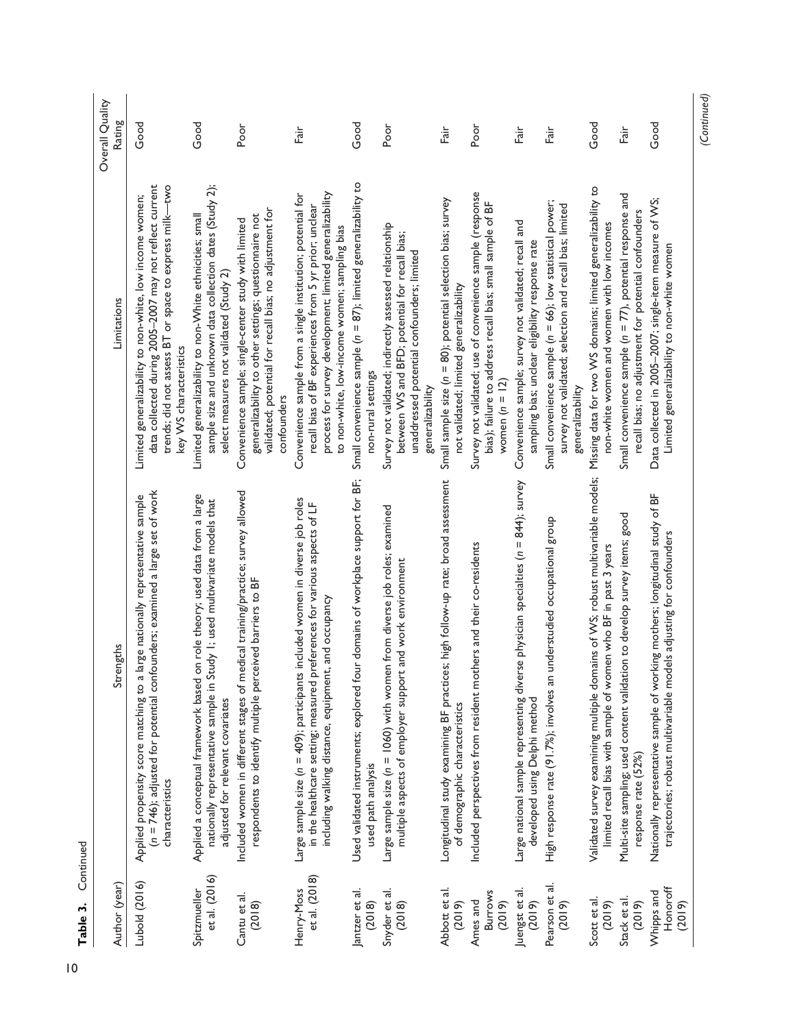**Table 3.** Continued

| Author (year) | Strengths | Limitations | Overall Quality Rating |
|---|---|---|---|
| Lubold (2016) | Applied propensity score matching to a large nationally representative sample (n = 746); adjusted for potential confounders; examined a large set of work characteristics | Limited generalizability to non-white, low income women; data collected during 2005–2007 may not reflect current trends; did not assess BT or space to express milk—two key WS characteristics | Good |
| Spitzmueller et al. (2016) | Applied a conceptual framework based on role theory; used data from a large nationally representative sample in Study 1; used multivariate models that adjusted for relevant covariates | Limited generalizability to non-White ethnicities; small sample size and unknown data collection dates (Study 2); select measures not validated (Study 2) | Good |
| Cantu et al. (2018) | Included women in different stages of medical training/practice; survey allowed respondents to identify multiple perceived barriers to BF | Convenience sample; single-center study with limited generalizability to other settings; questionnaire not validated; potential for recall bias; no adjustment for confounders | Poor |
| Henry-Moss et al. (2018) | Large sample size (n = 409); participants included women in diverse job roles in the healthcare setting; measured preferences for various aspects of LF including walking distance, equipment, and occupancy | Convenience sample from a single institution; potential for recall bias of BF experiences from 5 yr prior; unclear process for survey development; limited generalizability to non-white, low-income women; sampling bias | Fair |
| Jantzer et al. (2018) | Used validated instruments; explored four domains of workplace support for BF; used path analysis | Small convenience sample (n = 87); limited generalizability to non-rural settings | Good |
| Snyder et al. (2018) | Large sample size (n = 1060) with women from diverse job roles; examined multiple aspects of employer support and work environment | Survey not validated; indirectly assessed relationship between WS and BFD; potential for recall bias; unaddressed potential confounders; limited generalizability | Poor |
| Abbott et al. (2019) | Longitudinal study examining BF practices; high follow-up rate; broad assessment of demographic characteristics | Small sample size (n = 80); potential selection bias; survey not validated; limited generalizability | Fair |
| Ames and Burrows (2019) | Included perspectives from resident mothers and their co-residents | Survey not validated; use of convenience sample (response bias); failure to address recall bias; small sample of BF women (n = 12) | Poor |
| Juengst et al. (2019) | Large national sample representing diverse physician specialties (n = 844); survey developed using Delphi method | Convenience sample; survey not validated; recall and sampling bias; unclear eligibility response rate | Fair |
| Pearson et al. (2019) | High response rate (91.7%); involves an understudied occupational group | Small convenience sample (n = 66); low statistical power; survey not validated; selection and recall bias; limited generalizability | Fair |
| Scott et al. (2019) | Validated survey examining multiple domains of WS; robust multivariable models; limited recall bias with sample of women who BF in past 3 years | Missing data for two WS domains; limited generalizability to non-white women and women with low incomes | Good |
| Stack et al. (2019) | Multi-site sampling; used content validation to develop survey items; good response rate (52%) | Small convenience sample (n = 77), potential response and recall bias; no adjustment for potential confounders | Fair |
| Whipps and Honoroff (2019) | Nationally representative sample of working mothers; longitudinal study of BF trajectories; robust multivariable models adjusting for confounders | Data collected in 2005–2007; single-item measure of WS; Limited generalizability to non-white women | Good |

(Continued)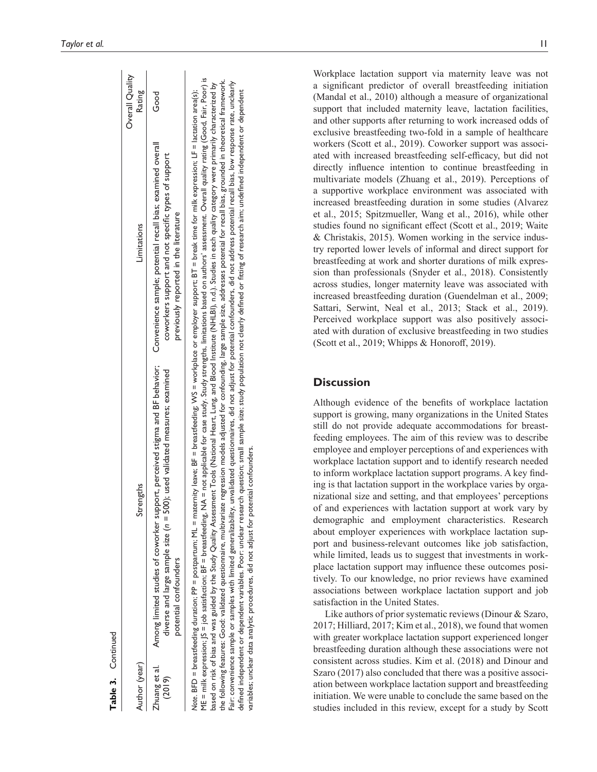**Table 3.** Continued

| Author (year) | Strengths | Limitations | Overall Quality Rating |
| --- | --- | --- | --- |
| Zhuang et al. (2019) | Among limited studies of coworker support, perceived stigma and BF behavior; diverse and large sample size (*n* = 500); used validated measures; examined potential confounders | Convenience sample; potential recall bias; examined overall coworkers support and not specific types of support previously reported in the literature | Good |

*Note.* BFD = breastfeeding duration; PP = postpartum; ML = maternity leave; BF = breastfeeding; WS = workplace or employer support; BT = break time for milk expression; LF = lactation area(s); ME = milk expression; JS = job satisfaction; BF = breastfeeding, NA = not applicable for case study. Study strengths, limitations based on authors' assessment. Overall quality rating (Good, Fair, Poor) is based on risk of bias and was guided by the Study Quality Assessment Tools (National Heart, Lung, and Blood Institute (NHLBI), n.d.). Studies in each quality category were primarily characterized by the following features: Good: validated questionnaire, multivariate regression models adjusted for confounding, large sample size, addresses potential for recall bias, grounded in theoretical framework. Fair: convenience sample or samples with limited generalizability, unvalidated questionnaires, did not adjust for potential confounders, did not address potential recall bias, low response rate, unclearly defined independent or dependent variables. Poor: unclear research question; small sample size; study population not clearly defined or fitting of research aim; undefined independent or dependent variables; unclear data analytic procedures, did not adjust for potential confounders.

Workplace lactation support via maternity leave was not a significant predictor of overall breastfeeding initiation (Mandal et al., 2010) although a measure of organizational support that included maternity leave, lactation facilities, and other supports after returning to work increased odds of exclusive breastfeeding two-fold in a sample of healthcare workers (Scott et al., 2019). Coworker support was associated with increased breastfeeding self-efficacy, but did not directly influence intention to continue breastfeeding in multivariate models (Zhuang et al., 2019). Perceptions of a supportive workplace environment was associated with increased breastfeeding duration in some studies (Alvarez et al., 2015; Spitzmueller, Wang et al., 2016), while other studies found no significant effect (Scott et al., 2019; Waite & Christakis, 2015). Women working in the service industry reported lower levels of informal and direct support for breastfeeding at work and shorter durations of milk expression than professionals (Snyder et al., 2018). Consistently across studies, longer maternity leave was associated with increased breastfeeding duration (Guendelman et al., 2009; Sattari, Serwint, Neal et al., 2013; Stack et al., 2019). Perceived workplace support was also positively associated with duration of exclusive breastfeeding in two studies (Scott et al., 2019; Whipps & Honoroff, 2019).

## Discussion

Although evidence of the benefits of workplace lactation support is growing, many organizations in the United States still do not provide adequate accommodations for breastfeeding employees. The aim of this review was to describe employee and employer perceptions of and experiences with workplace lactation support and to identify research needed to inform workplace lactation support programs. A key finding is that lactation support in the workplace varies by organizational size and setting, and that employees' perceptions of and experiences with lactation support at work vary by demographic and employment characteristics. Research about employer experiences with workplace lactation support and business-relevant outcomes like job satisfaction, while limited, leads us to suggest that investments in workplace lactation support may influence these outcomes positively. To our knowledge, no prior reviews have examined associations between workplace lactation support and job satisfaction in the United States.

Like authors of prior systematic reviews (Dinour & Szaro, 2017; Hilliard, 2017; Kim et al., 2018), we found that women with greater workplace lactation support experienced longer breastfeeding duration although these associations were not consistent across studies. Kim et al. (2018) and Dinour and Szaro (2017) also concluded that there was a positive association between workplace lactation support and breastfeeding initiation. We were unable to conclude the same based on the studies included in this review, except for a study by Scott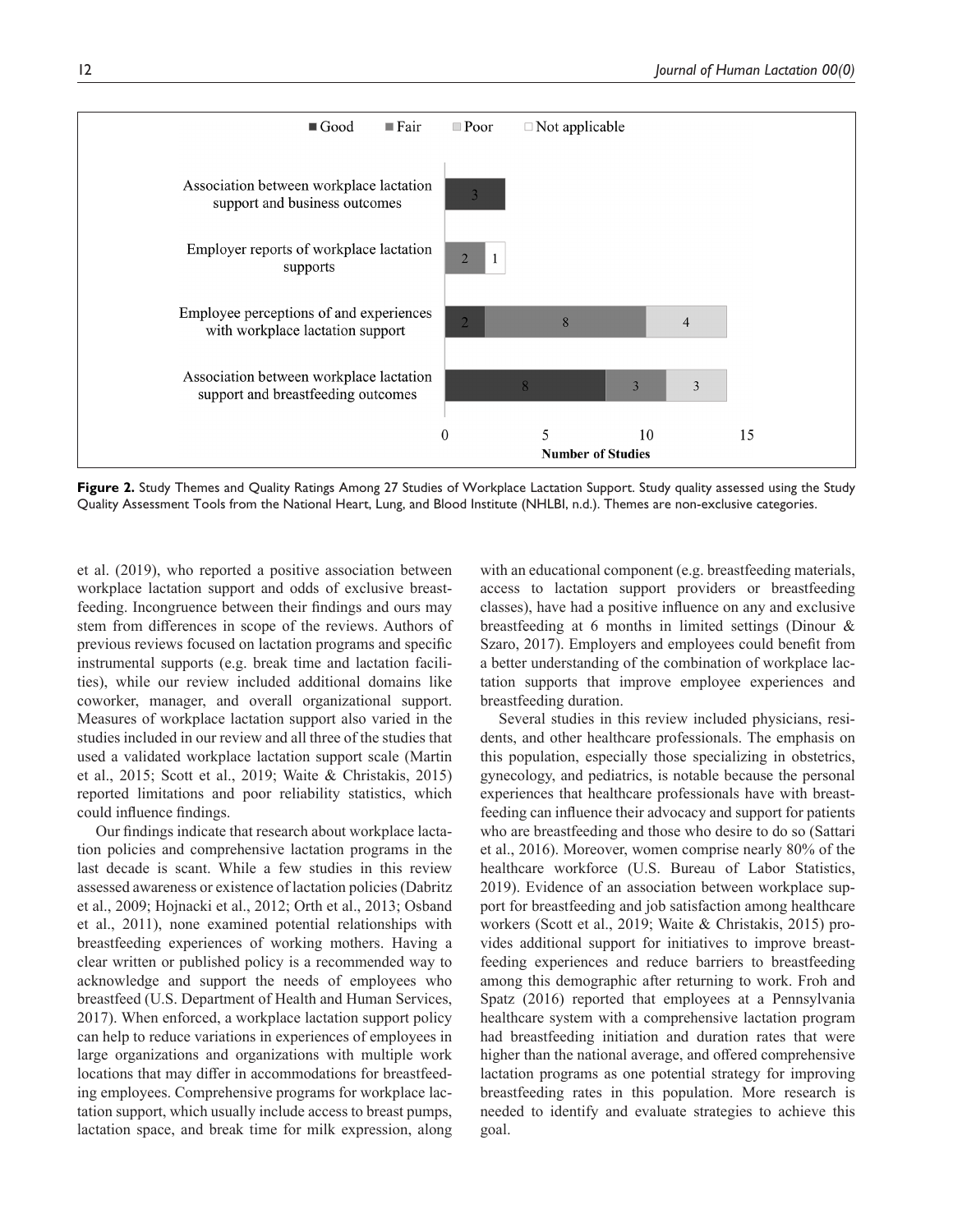**Figure 2.** Study Themes and Quality Ratings Among 27 Studies of Workplace Lactation Support. Study quality assessed using the Study Quality Assessment Tools from the National Heart, Lung, and Blood Institute (NHLBI, n.d.). Themes are non-exclusive categories.

et al. (2019), who reported a positive association between workplace lactation support and odds of exclusive breastfeeding. Incongruence between their findings and ours may stem from differences in scope of the reviews. Authors of previous reviews focused on lactation programs and specific instrumental supports (e.g. break time and lactation facilities), while our review included additional domains like coworker, manager, and overall organizational support. Measures of workplace lactation support also varied in the studies included in our review and all three of the studies that used a validated workplace lactation support scale (Martin et al., 2015; Scott et al., 2019; Waite & Christakis, 2015) reported limitations and poor reliability statistics, which could influence findings.

Our findings indicate that research about workplace lactation policies and comprehensive lactation programs in the last decade is scant. While a few studies in this review assessed awareness or existence of lactation policies (Dabritz et al., 2009; Hojnacki et al., 2012; Orth et al., 2013; Osband et al., 2011), none examined potential relationships with breastfeeding experiences of working mothers. Having a clear written or published policy is a recommended way to acknowledge and support the needs of employees who breastfeed (U.S. Department of Health and Human Services, 2017). When enforced, a workplace lactation support policy can help to reduce variations in experiences of employees in large organizations and organizations with multiple work locations that may differ in accommodations for breastfeeding employees. Comprehensive programs for workplace lactation support, which usually include access to breast pumps, lactation space, and break time for milk expression, along with an educational component (e.g. breastfeeding materials, access to lactation support providers or breastfeeding classes), have had a positive influence on any and exclusive breastfeeding at 6 months in limited settings (Dinour & Szaro, 2017). Employers and employees could benefit from a better understanding of the combination of workplace lactation supports that improve employee experiences and breastfeeding duration.

Several studies in this review included physicians, residents, and other healthcare professionals. The emphasis on this population, especially those specializing in obstetrics, gynecology, and pediatrics, is notable because the personal experiences that healthcare professionals have with breastfeeding can influence their advocacy and support for patients who are breastfeeding and those who desire to do so (Sattari et al., 2016). Moreover, women comprise nearly 80% of the healthcare workforce (U.S. Bureau of Labor Statistics, 2019). Evidence of an association between workplace support for breastfeeding and job satisfaction among healthcare workers (Scott et al., 2019; Waite & Christakis, 2015) provides additional support for initiatives to improve breastfeeding experiences and reduce barriers to breastfeeding among this demographic after returning to work. Froh and Spatz (2016) reported that employees at a Pennsylvania healthcare system with a comprehensive lactation program had breastfeeding initiation and duration rates that were higher than the national average, and offered comprehensive lactation programs as one potential strategy for improving breastfeeding rates in this population. More research is needed to identify and evaluate strategies to achieve this goal.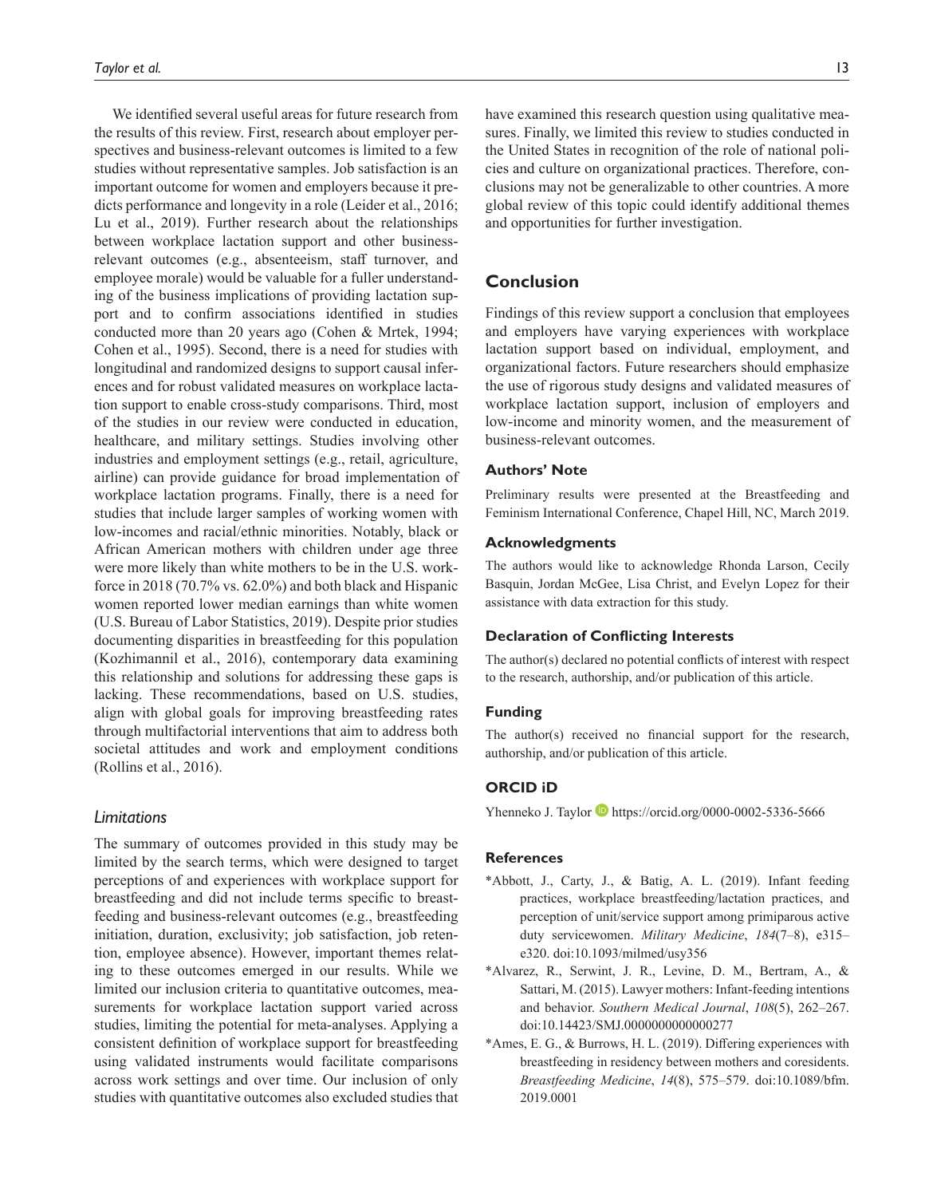We identified several useful areas for future research from the results of this review. First, research about employer perspectives and business-relevant outcomes is limited to a few studies without representative samples. Job satisfaction is an important outcome for women and employers because it predicts performance and longevity in a role (Leider et al., 2016; Lu et al., 2019). Further research about the relationships between workplace lactation support and other business-relevant outcomes (e.g., absenteeism, staff turnover, and employee morale) would be valuable for a fuller understanding of the business implications of providing lactation support and to confirm associations identified in studies conducted more than 20 years ago (Cohen & Mrtek, 1994; Cohen et al., 1995). Second, there is a need for studies with longitudinal and randomized designs to support causal inferences and for robust validated measures on workplace lactation support to enable cross-study comparisons. Third, most of the studies in our review were conducted in education, healthcare, and military settings. Studies involving other industries and employment settings (e.g., retail, agriculture, airline) can provide guidance for broad implementation of workplace lactation programs. Finally, there is a need for studies that include larger samples of working women with low-incomes and racial/ethnic minorities. Notably, black or African American mothers with children under age three were more likely than white mothers to be in the U.S. workforce in 2018 (70.7% vs. 62.0%) and both black and Hispanic women reported lower median earnings than white women (U.S. Bureau of Labor Statistics, 2019). Despite prior studies documenting disparities in breastfeeding for this population (Kozhimannil et al., 2016), contemporary data examining this relationship and solutions for addressing these gaps is lacking. These recommendations, based on U.S. studies, align with global goals for improving breastfeeding rates through multifactorial interventions that aim to address both societal attitudes and work and employment conditions (Rollins et al., 2016).

### *Limitations*

The summary of outcomes provided in this study may be limited by the search terms, which were designed to target perceptions of and experiences with workplace support for breastfeeding and did not include terms specific to breastfeeding and business-relevant outcomes (e.g., breastfeeding initiation, duration, exclusivity; job satisfaction, job retention, employee absence). However, important themes relating to these outcomes emerged in our results. While we limited our inclusion criteria to quantitative outcomes, measurements for workplace lactation support varied across studies, limiting the potential for meta-analyses. Applying a consistent definition of workplace support for breastfeeding using validated instruments would facilitate comparisons across work settings and over time. Our inclusion of only studies with quantitative outcomes also excluded studies that have examined this research question using qualitative measures. Finally, we limited this review to studies conducted in the United States in recognition of the role of national policies and culture on organizational practices. Therefore, conclusions may not be generalizable to other countries. A more global review of this topic could identify additional themes and opportunities for further investigation.

## Conclusion

Findings of this review support a conclusion that employees and employers have varying experiences with workplace lactation support based on individual, employment, and organizational factors. Future researchers should emphasize the use of rigorous study designs and validated measures of workplace lactation support, inclusion of employers and low-income and minority women, and the measurement of business-relevant outcomes.

### Authors' Note

Preliminary results were presented at the Breastfeeding and Feminism International Conference, Chapel Hill, NC, March 2019.

### Acknowledgments

The authors would like to acknowledge Rhonda Larson, Cecily Basquin, Jordan McGee, Lisa Christ, and Evelyn Lopez for their assistance with data extraction for this study.

### Declaration of Conflicting Interests

The author(s) declared no potential conflicts of interest with respect to the research, authorship, and/or publication of this article.

### Funding

The author(s) received no financial support for the research, authorship, and/or publication of this article.

### ORCID iD

Yhenneko J. Taylor https://orcid.org/0000-0002-5336-5666

### References

*Abbott, J., Carty, J., & Batig, A. L. (2019). Infant feeding practices, workplace breastfeeding/lactation practices, and perception of unit/service support among primiparous active duty servicewomen. *Military Medicine*, *184*(7–8), e315–e320. doi:10.1093/milmed/usy356

*Alvarez, R., Serwint, J. R., Levine, D. M., Bertram, A., & Sattari, M. (2015). Lawyer mothers: Infant-feeding intentions and behavior. *Southern Medical Journal*, *108*(5), 262–267. doi:10.14423/SMJ.0000000000000277

*Ames, E. G., & Burrows, H. L. (2019). Differing experiences with breastfeeding in residency between mothers and coresidents. *Breastfeeding Medicine*, *14*(8), 575–579. doi:10.1089/bfm.2019.0001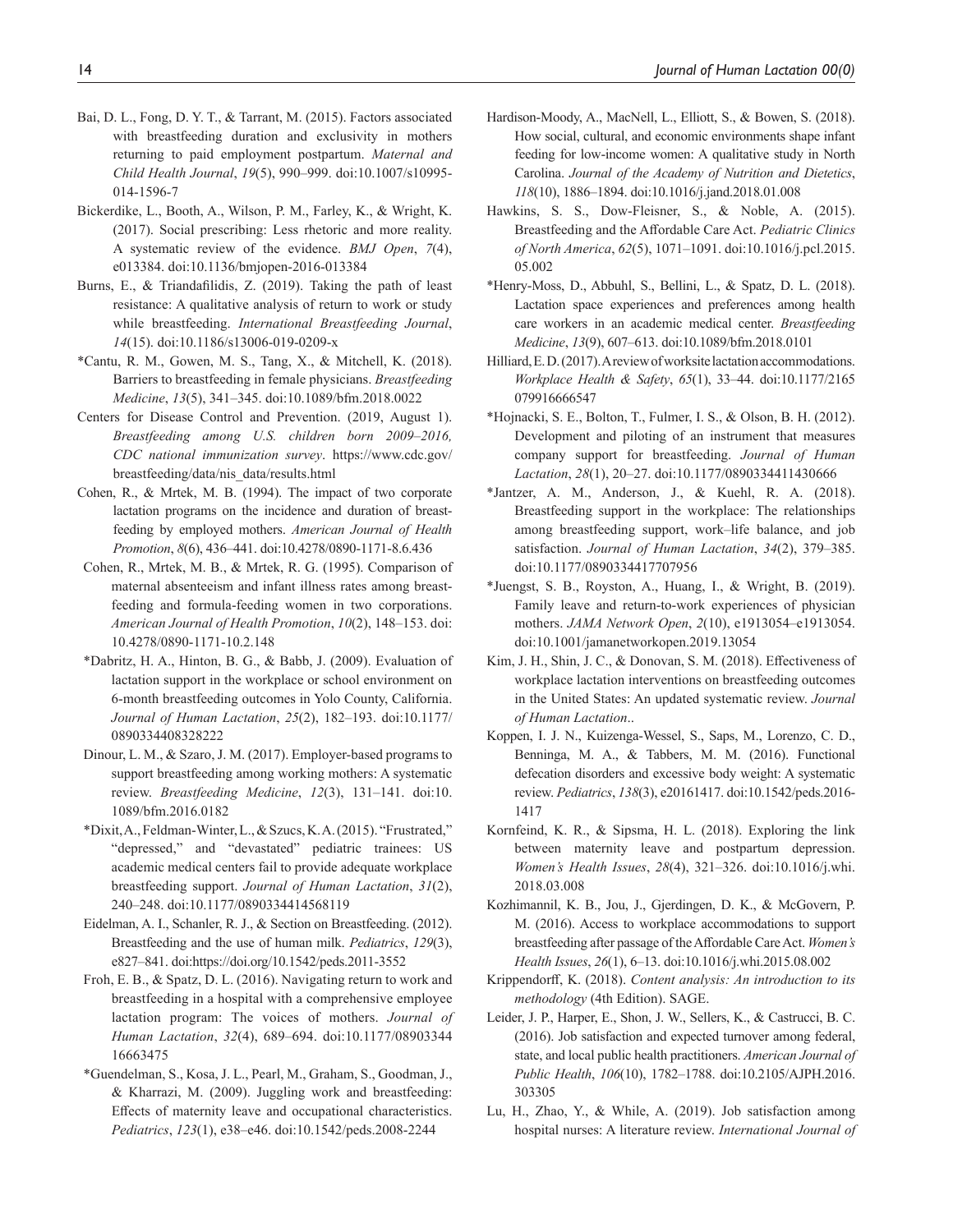Bai, D. L., Fong, D. Y. T., & Tarrant, M. (2015). Factors associated with breastfeeding duration and exclusivity in mothers returning to paid employment postpartum. *Maternal and Child Health Journal*, *19*(5), 990–999. doi:10.1007/s10995-014-1596-7

Bickerdike, L., Booth, A., Wilson, P. M., Farley, K., & Wright, K. (2017). Social prescribing: Less rhetoric and more reality. A systematic review of the evidence. *BMJ Open*, *7*(4), e013384. doi:10.1136/bmjopen-2016-013384

Burns, E., & Triandafilidis, Z. (2019). Taking the path of least resistance: A qualitative analysis of return to work or study while breastfeeding. *International Breastfeeding Journal*, *14*(15). doi:10.1186/s13006-019-0209-x

*Cantu, R. M., Gowen, M. S., Tang, X., & Mitchell, K. (2018). Barriers to breastfeeding in female physicians. *Breastfeeding Medicine*, *13*(5), 341–345. doi:10.1089/bfm.2018.0022

Centers for Disease Control and Prevention. (2019, August 1). *Breastfeeding among U.S. children born 2009–2016, CDC national immunization survey*. https://www.cdc.gov/breastfeeding/data/nis_data/results.html

Cohen, R., & Mrtek, M. B. (1994). The impact of two corporate lactation programs on the incidence and duration of breastfeeding by employed mothers. *American Journal of Health Promotion*, *8*(6), 436–441. doi:10.4278/0890-1171-8.6.436

Cohen, R., Mrtek, M. B., & Mrtek, R. G. (1995). Comparison of maternal absenteeism and infant illness rates among breastfeeding and formula-feeding women in two corporations. *American Journal of Health Promotion*, *10*(2), 148–153. doi:10.4278/0890-1171-10.2.148

*Dabritz, H. A., Hinton, B. G., & Babb, J. (2009). Evaluation of lactation support in the workplace or school environment on 6-month breastfeeding outcomes in Yolo County, California. *Journal of Human Lactation*, *25*(2), 182–193. doi:10.1177/0890334408328222

Dinour, L. M., & Szaro, J. M. (2017). Employer-based programs to support breastfeeding among working mothers: A systematic review. *Breastfeeding Medicine*, *12*(3), 131–141. doi:10.1089/bfm.2016.0182

*Dixit, A., Feldman-Winter, L., & Szucs, K. A. (2015). "Frustrated," "depressed," and "devastated" pediatric trainees: US academic medical centers fail to provide adequate workplace breastfeeding support. *Journal of Human Lactation*, *31*(2), 240–248. doi:10.1177/0890334414568119

Eidelman, A. I., Schanler, R. J., & Section on Breastfeeding. (2012). Breastfeeding and the use of human milk. *Pediatrics*, *129*(3), e827–841. doi:https://doi.org/10.1542/peds.2011-3552

Froh, E. B., & Spatz, D. L. (2016). Navigating return to work and breastfeeding in a hospital with a comprehensive employee lactation program: The voices of mothers. *Journal of Human Lactation*, *32*(4), 689–694. doi:10.1177/0890334416663475

*Guendelman, S., Kosa, J. L., Pearl, M., Graham, S., Goodman, J., & Kharrazi, M. (2009). Juggling work and breastfeeding: Effects of maternity leave and occupational characteristics. *Pediatrics*, *123*(1), e38–e46. doi:10.1542/peds.2008-2244

Hardison-Moody, A., MacNell, L., Elliott, S., & Bowen, S. (2018). How social, cultural, and economic environments shape infant feeding for low-income women: A qualitative study in North Carolina. *Journal of the Academy of Nutrition and Dietetics*, *118*(10), 1886–1894. doi:10.1016/j.jand.2018.01.008

Hawkins, S. S., Dow-Fleisner, S., & Noble, A. (2015). Breastfeeding and the Affordable Care Act. *Pediatric Clinics of North America*, *62*(5), 1071–1091. doi:10.1016/j.pcl.2015.05.002

*Henry-Moss, D., Abbuhl, S., Bellini, L., & Spatz, D. L. (2018). Lactation space experiences and preferences among health care workers in an academic medical center. *Breastfeeding Medicine*, *13*(9), 607–613. doi:10.1089/bfm.2018.0101

Hilliard, E. D. (2017). A review of worksite lactation accommodations. *Workplace Health & Safety*, *65*(1), 33–44. doi:10.1177/2165079916666547

*Hojnacki, S. E., Bolton, T., Fulmer, I. S., & Olson, B. H. (2012). Development and piloting of an instrument that measures company support for breastfeeding. *Journal of Human Lactation*, *28*(1), 20–27. doi:10.1177/0890334411430666

*Jantzer, A. M., Anderson, J., & Kuehl, R. A. (2018). Breastfeeding support in the workplace: The relationships among breastfeeding support, work–life balance, and job satisfaction. *Journal of Human Lactation*, *34*(2), 379–385. doi:10.1177/0890334417707956

*Juengst, S. B., Royston, A., Huang, I., & Wright, B. (2019). Family leave and return-to-work experiences of physician mothers. *JAMA Network Open*, *2*(10), e1913054–e1913054. doi:10.1001/jamanetworkopen.2019.13054

Kim, J. H., Shin, J. C., & Donovan, S. M. (2018). Effectiveness of workplace lactation interventions on breastfeeding outcomes in the United States: An updated systematic review. *Journal of Human Lactation*..

Koppen, I. J. N., Kuizenga-Wessel, S., Saps, M., Lorenzo, C. D., Benninga, M. A., & Tabbers, M. M. (2016). Functional defecation disorders and excessive body weight: A systematic review. *Pediatrics*, *138*(3), e20161417. doi:10.1542/peds.2016-1417

Kornfeind, K. R., & Sipsma, H. L. (2018). Exploring the link between maternity leave and postpartum depression. *Women's Health Issues*, *28*(4), 321–326. doi:10.1016/j.whi.2018.03.008

Kozhimannil, K. B., Jou, J., Gjerdingen, D. K., & McGovern, P. M. (2016). Access to workplace accommodations to support breastfeeding after passage of the Affordable Care Act. *Women's Health Issues*, *26*(1), 6–13. doi:10.1016/j.whi.2015.08.002

Krippendorff, K. (2018). *Content analysis: An introduction to its methodology* (4th Edition). SAGE.

Leider, J. P., Harper, E., Shon, J. W., Sellers, K., & Castrucci, B. C. (2016). Job satisfaction and expected turnover among federal, state, and local public health practitioners. *American Journal of Public Health*, *106*(10), 1782–1788. doi:10.2105/AJPH.2016.303305

Lu, H., Zhao, Y., & While, A. (2019). Job satisfaction among hospital nurses: A literature review. *International Journal of*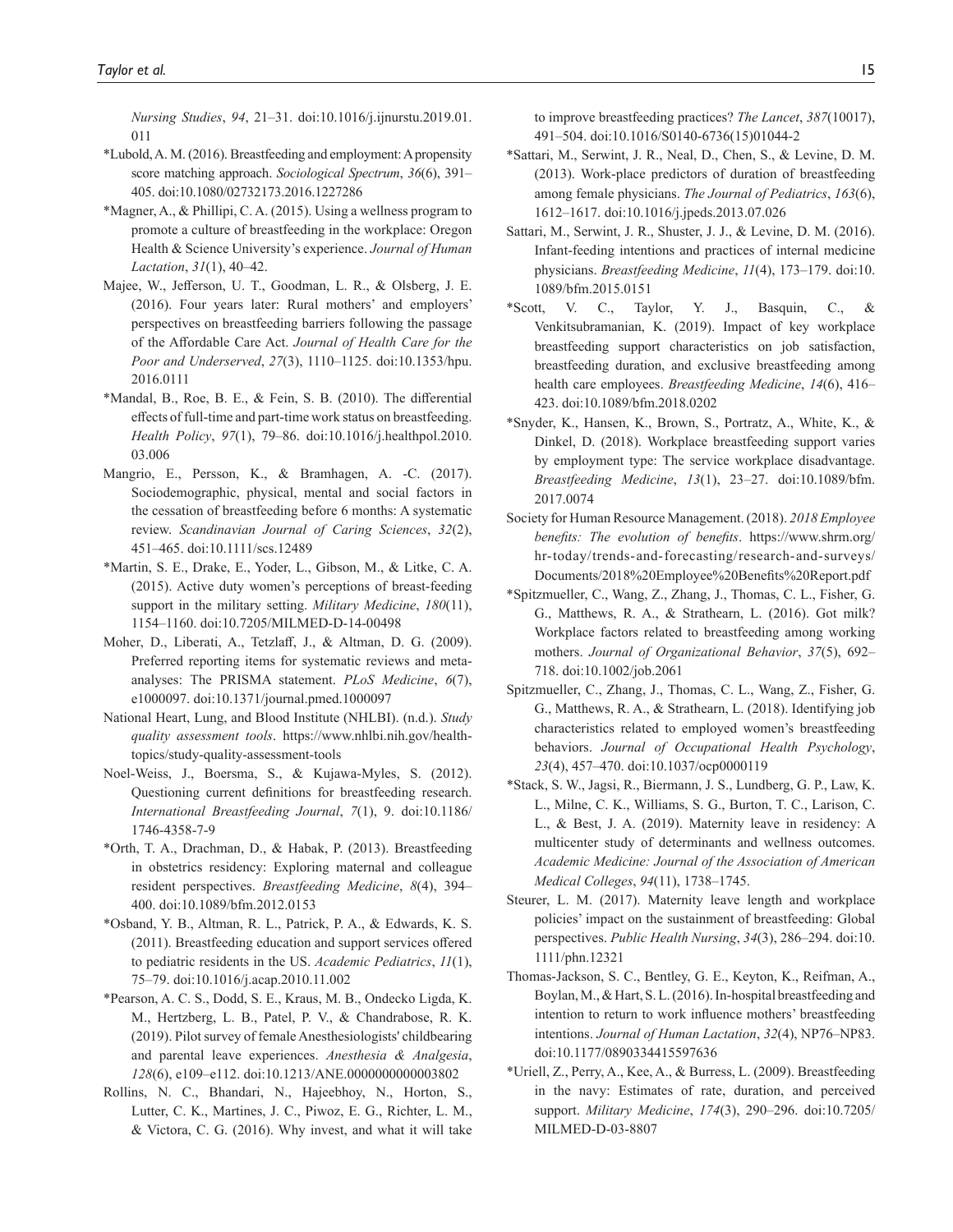*Nursing Studies*, *94*, 21–31. doi:10.1016/j.ijnurstu.2019.01.011

*Lubold, A. M. (2016). Breastfeeding and employment: A propensity score matching approach. *Sociological Spectrum*, *36*(6), 391–405. doi:10.1080/02732173.2016.1227286

*Magner, A., & Phillipi, C. A. (2015). Using a wellness program to promote a culture of breastfeeding in the workplace: Oregon Health & Science University's experience. *Journal of Human Lactation*, *31*(1), 40–42.

Majee, W., Jefferson, U. T., Goodman, L. R., & Olsberg, J. E. (2016). Four years later: Rural mothers' and employers' perspectives on breastfeeding barriers following the passage of the Affordable Care Act. *Journal of Health Care for the Poor and Underserved*, *27*(3), 1110–1125. doi:10.1353/hpu.2016.0111

*Mandal, B., Roe, B. E., & Fein, S. B. (2010). The differential effects of full-time and part-time work status on breastfeeding. *Health Policy*, *97*(1), 79–86. doi:10.1016/j.healthpol.2010.03.006

Mangrio, E., Persson, K., & Bramhagen, A. -C. (2017). Sociodemographic, physical, mental and social factors in the cessation of breastfeeding before 6 months: A systematic review. *Scandinavian Journal of Caring Sciences*, *32*(2), 451–465. doi:10.1111/scs.12489

*Martin, S. E., Drake, E., Yoder, L., Gibson, M., & Litke, C. A. (2015). Active duty women's perceptions of breast-feeding support in the military setting. *Military Medicine*, *180*(11), 1154–1160. doi:10.7205/MILMED-D-14-00498

Moher, D., Liberati, A., Tetzlaff, J., & Altman, D. G. (2009). Preferred reporting items for systematic reviews and meta-analyses: The PRISMA statement. *PLoS Medicine*, *6*(7), e1000097. doi:10.1371/journal.pmed.1000097

National Heart, Lung, and Blood Institute (NHLBI). (n.d.). *Study quality assessment tools*. https://www.nhlbi.nih.gov/health-topics/study-quality-assessment-tools

Noel-Weiss, J., Boersma, S., & Kujawa-Myles, S. (2012). Questioning current definitions for breastfeeding research. *International Breastfeeding Journal*, *7*(1), 9. doi:10.1186/1746-4358-7-9

*Orth, T. A., Drachman, D., & Habak, P. (2013). Breastfeeding in obstetrics residency: Exploring maternal and colleague resident perspectives. *Breastfeeding Medicine*, *8*(4), 394–400. doi:10.1089/bfm.2012.0153

*Osband, Y. B., Altman, R. L., Patrick, P. A., & Edwards, K. S. (2011). Breastfeeding education and support services offered to pediatric residents in the US. *Academic Pediatrics*, *11*(1), 75–79. doi:10.1016/j.acap.2010.11.002

*Pearson, A. C. S., Dodd, S. E., Kraus, M. B., Ondecko Ligda, K. M., Hertzberg, L. B., Patel, P. V., & Chandrabose, R. K. (2019). Pilot survey of female Anesthesiologists' childbearing and parental leave experiences. *Anesthesia & Analgesia*, *128*(6), e109–e112. doi:10.1213/ANE.0000000000003802

Rollins, N. C., Bhandari, N., Hajeebhoy, N., Horton, S., Lutter, C. K., Martines, J. C., Piwoz, E. G., Richter, L. M., & Victora, C. G. (2016). Why invest, and what it will take to improve breastfeeding practices? *The Lancet*, *387*(10017), 491–504. doi:10.1016/S0140-6736(15)01044-2

*Sattari, M., Serwint, J. R., Neal, D., Chen, S., & Levine, D. M. (2013). Work-place predictors of duration of breastfeeding among female physicians. *The Journal of Pediatrics*, *163*(6), 1612–1617. doi:10.1016/j.jpeds.2013.07.026

Sattari, M., Serwint, J. R., Shuster, J. J., & Levine, D. M. (2016). Infant-feeding intentions and practices of internal medicine physicians. *Breastfeeding Medicine*, *11*(4), 173–179. doi:10.1089/bfm.2015.0151

*Scott, V. C., Taylor, Y. J., Basquin, C., & Venkitsubramanian, K. (2019). Impact of key workplace breastfeeding support characteristics on job satisfaction, breastfeeding duration, and exclusive breastfeeding among health care employees. *Breastfeeding Medicine*, *14*(6), 416–423. doi:10.1089/bfm.2018.0202

*Snyder, K., Hansen, K., Brown, S., Portratz, A., White, K., & Dinkel, D. (2018). Workplace breastfeeding support varies by employment type: The service workplace disadvantage. *Breastfeeding Medicine*, *13*(1), 23–27. doi:10.1089/bfm.2017.0074

Society for Human Resource Management. (2018). *2018 Employee benefits: The evolution of benefits*. https://www.shrm.org/hr-today/trends-and-forecasting/research-and-surveys/Documents/2018%20Employee%20Benefits%20Report.pdf

*Spitzmueller, C., Wang, Z., Zhang, J., Thomas, C. L., Fisher, G. G., Matthews, R. A., & Strathearn, L. (2016). Got milk? Workplace factors related to breastfeeding among working mothers. *Journal of Organizational Behavior*, *37*(5), 692–718. doi:10.1002/job.2061

Spitzmueller, C., Zhang, J., Thomas, C. L., Wang, Z., Fisher, G. G., Matthews, R. A., & Strathearn, L. (2018). Identifying job characteristics related to employed women's breastfeeding behaviors. *Journal of Occupational Health Psychology*, *23*(4), 457–470. doi:10.1037/ocp0000119

*Stack, S. W., Jagsi, R., Biermann, J. S., Lundberg, G. P., Law, K. L., Milne, C. K., Williams, S. G., Burton, T. C., Larison, C. L., & Best, J. A. (2019). Maternity leave in residency: A multicenter study of determinants and wellness outcomes. *Academic Medicine: Journal of the Association of American Medical Colleges*, *94*(11), 1738–1745.

Steurer, L. M. (2017). Maternity leave length and workplace policies' impact on the sustainment of breastfeeding: Global perspectives. *Public Health Nursing*, *34*(3), 286–294. doi:10.1111/phn.12321

Thomas-Jackson, S. C., Bentley, G. E., Keyton, K., Reifman, A., Boylan, M., & Hart, S. L. (2016). In-hospital breastfeeding and intention to return to work influence mothers' breastfeeding intentions. *Journal of Human Lactation*, *32*(4), NP76–NP83. doi:10.1177/0890334415597636

*Uriell, Z., Perry, A., Kee, A., & Burress, L. (2009). Breastfeeding in the navy: Estimates of rate, duration, and perceived support. *Military Medicine*, *174*(3), 290–296. doi:10.7205/MILMED-D-03-8807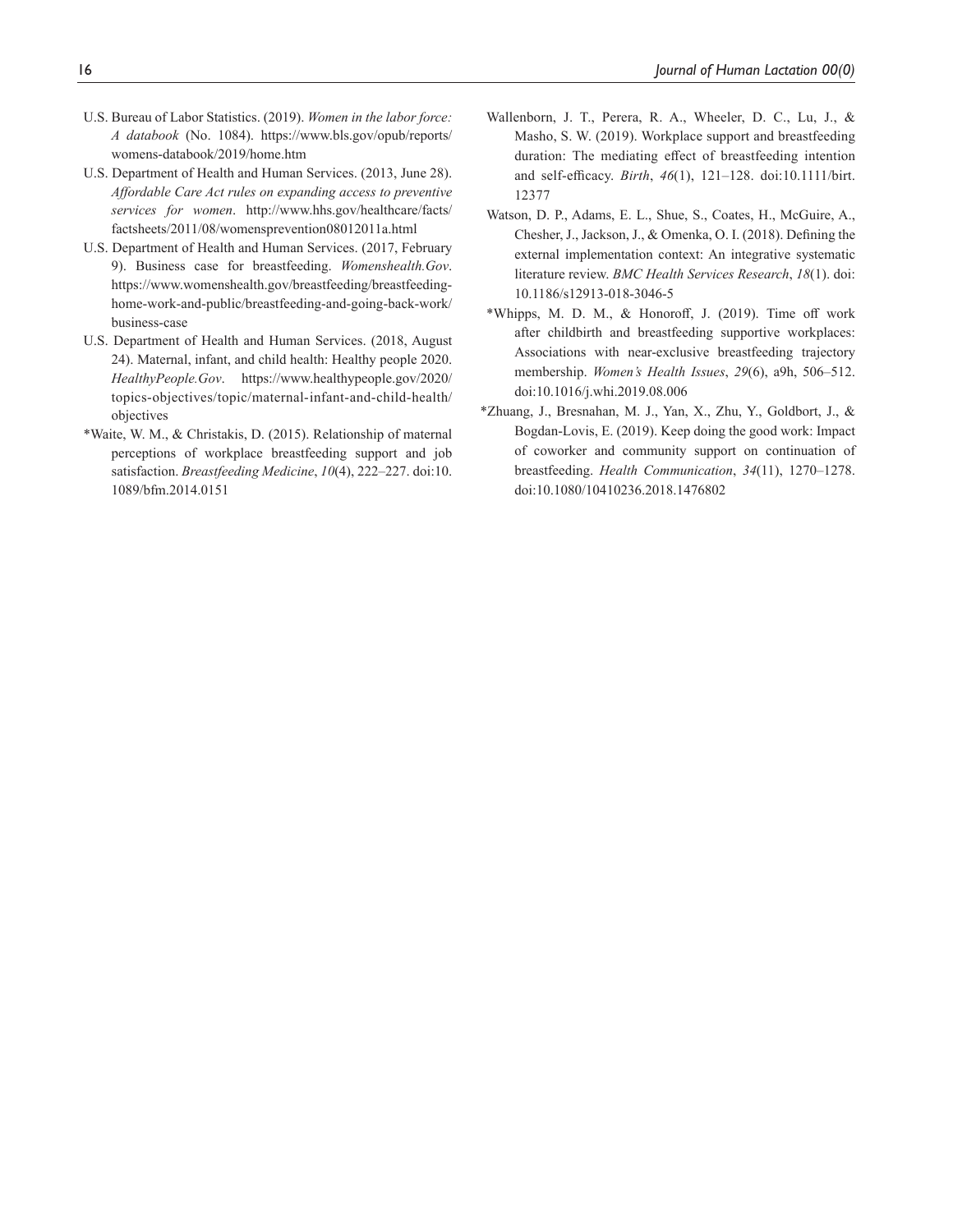U.S. Bureau of Labor Statistics. (2019). *Women in the labor force: A databook* (No. 1084). https://www.bls.gov/opub/reports/womens-databook/2019/home.htm

U.S. Department of Health and Human Services. (2013, June 28). *Affordable Care Act rules on expanding access to preventive services for women*. http://www.hhs.gov/healthcare/facts/factsheets/2011/08/womensprevention08012011a.html

U.S. Department of Health and Human Services. (2017, February 9). Business case for breastfeeding. *Womenshealth.Gov*. https://www.womenshealth.gov/breastfeeding/breastfeeding-home-work-and-public/breastfeeding-and-going-back-work/business-case

U.S. Department of Health and Human Services. (2018, August 24). Maternal, infant, and child health: Healthy people 2020. *HealthyPeople.Gov*. https://www.healthypeople.gov/2020/topics-objectives/topic/maternal-infant-and-child-health/objectives

*Waite, W. M., & Christakis, D. (2015). Relationship of maternal perceptions of workplace breastfeeding support and job satisfaction. *Breastfeeding Medicine*, *10*(4), 222–227. doi:10.1089/bfm.2014.0151

Wallenborn, J. T., Perera, R. A., Wheeler, D. C., Lu, J., & Masho, S. W. (2019). Workplace support and breastfeeding duration: The mediating effect of breastfeeding intention and self-efficacy. *Birth*, *46*(1), 121–128. doi:10.1111/birt.12377

Watson, D. P., Adams, E. L., Shue, S., Coates, H., McGuire, A., Chesher, J., Jackson, J., & Omenka, O. I. (2018). Defining the external implementation context: An integrative systematic literature review. *BMC Health Services Research*, *18*(1). doi:10.1186/s12913-018-3046-5

*Whipps, M. D. M., & Honoroff, J. (2019). Time off work after childbirth and breastfeeding supportive workplaces: Associations with near-exclusive breastfeeding trajectory membership. *Women's Health Issues*, *29*(6), a9h, 506–512. doi:10.1016/j.whi.2019.08.006

*Zhuang, J., Bresnahan, M. J., Yan, X., Zhu, Y., Goldbort, J., & Bogdan-Lovis, E. (2019). Keep doing the good work: Impact of coworker and community support on continuation of breastfeeding. *Health Communication*, *34*(11), 1270–1278. doi:10.1080/10410236.2018.1476802